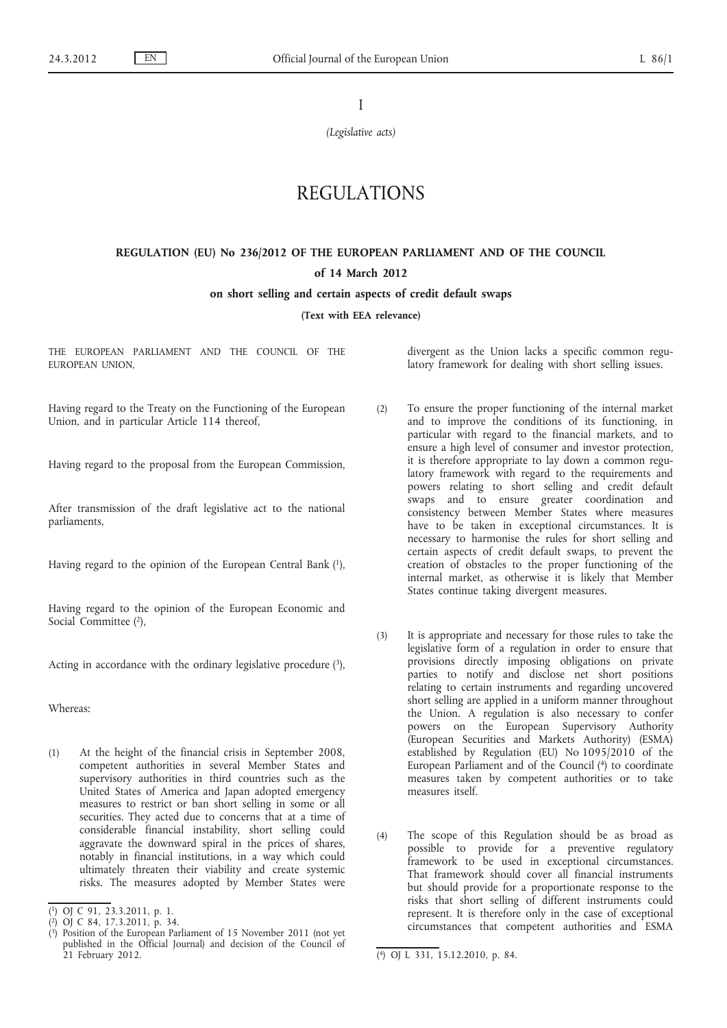I

*(Legislative acts)*

# REGULATIONS

## REGULATION (EU) No 236/2012 OF THE EUROPEAN PARLIAMENT AND OF THE COUNCIL

**of 14 March 2012**

**on short selling and certain aspects of credit default swaps**

**(Text with EEA relevance)**

THE EUROPEAN PARLIAMENT AND THE COUNCIL OF THE EUROPEAN UNION,

Having regard to the Treaty on the Functioning of the European Union, and in particular Article 114 thereof,

Having regard to the proposal from the European Commission,

After transmission of the draft legislative act to the national parliaments,

Having regard to the opinion of the European Central Bank [1],

Having regard to the opinion of the European Economic and Social Committee [2],

Acting in accordance with the ordinary legislative procedure [3],

Whereas:

(1) At the height of the financial crisis in September 2008, competent authorities in several Member States and supervisory authorities in third countries such as the United States of America and Japan adopted emergency measures to restrict or ban short selling in some or all securities. They acted due to concerns that at a time of considerable financial instability, short selling could aggravate the downward spiral in the prices of shares, notably in financial institutions, in a way which could ultimately threaten their viability and create systemic risks. The measures adopted by Member States were divergent as the Union lacks a specific common regulatory framework for dealing with short selling issues.

(2) To ensure the proper functioning of the internal market and to improve the conditions of its functioning, in particular with regard to the financial markets, and to ensure a high level of consumer and investor protection, it is therefore appropriate to lay down a common regulatory framework with regard to the requirements and powers relating to short selling and credit default swaps and to ensure greater coordination and consistency between Member States where measures have to be taken in exceptional circumstances. It is necessary to harmonise the rules for short selling and certain aspects of credit default swaps, to prevent the creation of obstacles to the proper functioning of the internal market, as otherwise it is likely that Member States continue taking divergent measures.

(3) It is appropriate and necessary for those rules to take the legislative form of a regulation in order to ensure that provisions directly imposing obligations on private parties to notify and disclose net short positions relating to certain instruments and regarding uncovered short selling are applied in a uniform manner throughout the Union. A regulation is also necessary to confer powers on the European Supervisory Authority (European Securities and Markets Authority) (ESMA) established by Regulation (EU) No 1095/2010 of the European Parliament and of the Council [4] to coordinate measures taken by competent authorities or to take measures itself.

(4) The scope of this Regulation should be as broad as possible to provide for a preventive regulatory framework to be used in exceptional circumstances. That framework should cover all financial instruments but should provide for a proportionate response to the risks that short selling of different instruments could represent. It is therefore only in the case of exceptional circumstances that competent authorities and ESMA

---

[1] OJ C 91, 23.3.2011, p. 1.

[2] OJ C 84, 17.3.2011, p. 34.

[3] Position of the European Parliament of 15 November 2011 (not yet published in the Official Journal) and decision of the Council of 21 February 2012.

[4] OJ L 331, 15.12.2010, p. 84.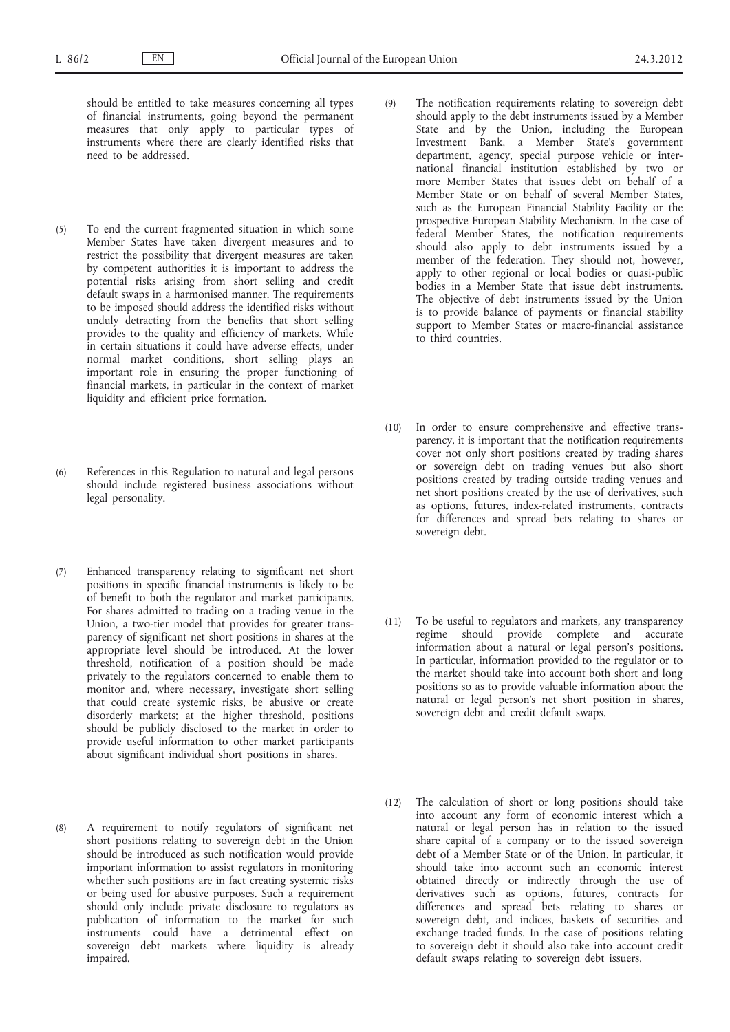should be entitled to take measures concerning all types of financial instruments, going beyond the permanent measures that only apply to particular types of instruments where there are clearly identified risks that need to be addressed.

(5) To end the current fragmented situation in which some Member States have taken divergent measures and to restrict the possibility that divergent measures are taken by competent authorities it is important to address the potential risks arising from short selling and credit default swaps in a harmonised manner. The requirements to be imposed should address the identified risks without unduly detracting from the benefits that short selling provides to the quality and efficiency of markets. While in certain situations it could have adverse effects, under normal market conditions, short selling plays an important role in ensuring the proper functioning of financial markets, in particular in the context of market liquidity and efficient price formation.

(6) References in this Regulation to natural and legal persons should include registered business associations without legal personality.

(7) Enhanced transparency relating to significant net short positions in specific financial instruments is likely to be of benefit to both the regulator and market participants. For shares admitted to trading on a trading venue in the Union, a two-tier model that provides for greater transparency of significant net short positions in shares at the appropriate level should be introduced. At the lower threshold, notification of a position should be made privately to the regulators concerned to enable them to monitor and, where necessary, investigate short selling that could create systemic risks, be abusive or create disorderly markets; at the higher threshold, positions should be publicly disclosed to the market in order to provide useful information to other market participants about significant individual short positions in shares.

(8) A requirement to notify regulators of significant net short positions relating to sovereign debt in the Union should be introduced as such notification would provide important information to assist regulators in monitoring whether such positions are in fact creating systemic risks or being used for abusive purposes. Such a requirement should only include private disclosure to regulators as publication of information to the market for such instruments could have a detrimental effect on sovereign debt markets where liquidity is already impaired.

(9) The notification requirements relating to sovereign debt should apply to the debt instruments issued by a Member State and by the Union, including the European Investment Bank, a Member State's government department, agency, special purpose vehicle or international financial institution established by two or more Member States that issues debt on behalf of a Member State or on behalf of several Member States, such as the European Financial Stability Facility or the prospective European Stability Mechanism. In the case of federal Member States, the notification requirements should also apply to debt instruments issued by a member of the federation. They should not, however, apply to other regional or local bodies or quasi-public bodies in a Member State that issue debt instruments. The objective of debt instruments issued by the Union is to provide balance of payments or financial stability support to Member States or macro-financial assistance to third countries.

(10) In order to ensure comprehensive and effective transparency, it is important that the notification requirements cover not only short positions created by trading shares or sovereign debt on trading venues but also short positions created by trading outside trading venues and net short positions created by the use of derivatives, such as options, futures, index-related instruments, contracts for differences and spread bets relating to shares or sovereign debt.

(11) To be useful to regulators and markets, any transparency regime should provide complete and accurate information about a natural or legal person's positions. In particular, information provided to the regulator or to the market should take into account both short and long positions so as to provide valuable information about the natural or legal person's net short position in shares, sovereign debt and credit default swaps.

(12) The calculation of short or long positions should take into account any form of economic interest which a natural or legal person has in relation to the issued share capital of a company or to the issued sovereign debt of a Member State or of the Union. In particular, it should take into account such an economic interest obtained directly or indirectly through the use of derivatives such as options, futures, contracts for differences and spread bets relating to shares or sovereign debt, and indices, baskets of securities and exchange traded funds. In the case of positions relating to sovereign debt it should also take into account credit default swaps relating to sovereign debt issuers.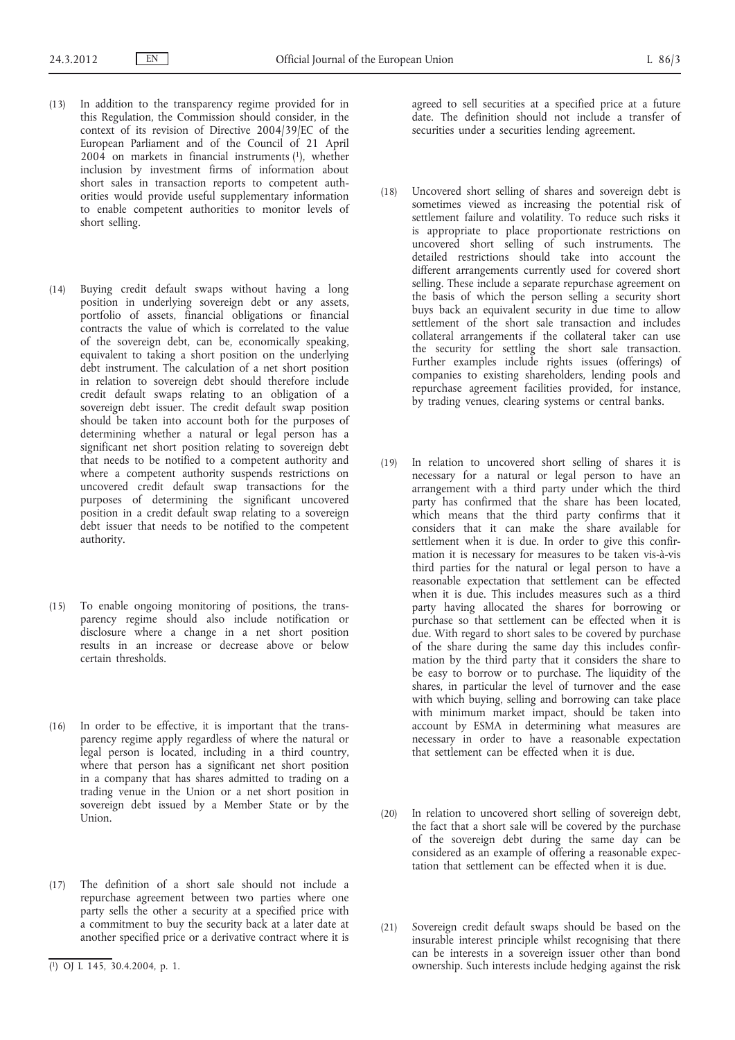(13) In addition to the transparency regime provided for in this Regulation, the Commission should consider, in the context of its revision of Directive 2004/39/EC of the European Parliament and of the Council of 21 April 2004 on markets in financial instruments [1], whether inclusion by investment firms of information about short sales in transaction reports to competent authorities would provide useful supplementary information to enable competent authorities to monitor levels of short selling.

(14) Buying credit default swaps without having a long position in underlying sovereign debt or any assets, portfolio of assets, financial obligations or financial contracts the value of which is correlated to the value of the sovereign debt, can be, economically speaking, equivalent to taking a short position on the underlying debt instrument. The calculation of a net short position in relation to sovereign debt should therefore include credit default swaps relating to an obligation of a sovereign debt issuer. The credit default swap position should be taken into account both for the purposes of determining whether a natural or legal person has a significant net short position relating to sovereign debt that needs to be notified to a competent authority and where a competent authority suspends restrictions on uncovered credit default swap transactions for the purposes of determining the significant uncovered position in a credit default swap relating to a sovereign debt issuer that needs to be notified to the competent authority.

(15) To enable ongoing monitoring of positions, the transparency regime should also include notification or disclosure where a change in a net short position results in an increase or decrease above or below certain thresholds.

(16) In order to be effective, it is important that the transparency regime apply regardless of where the natural or legal person is located, including in a third country, where that person has a significant net short position in a company that has shares admitted to trading on a trading venue in the Union or a net short position in sovereign debt issued by a Member State or by the Union.

(17) The definition of a short sale should not include a repurchase agreement between two parties where one party sells the other a security at a specified price with a commitment to buy the security back at a later date at another specified price or a derivative contract where it is agreed to sell securities at a specified price at a future date. The definition should not include a transfer of securities under a securities lending agreement.

(18) Uncovered short selling of shares and sovereign debt is sometimes viewed as increasing the potential risk of settlement failure and volatility. To reduce such risks it is appropriate to place proportionate restrictions on uncovered short selling of such instruments. The detailed restrictions should take into account the different arrangements currently used for covered short selling. These include a separate repurchase agreement on the basis of which the person selling a security short buys back an equivalent security in due time to allow settlement of the short sale transaction and includes collateral arrangements if the collateral taker can use the security for settling the short sale transaction. Further examples include rights issues (offerings) of companies to existing shareholders, lending pools and repurchase agreement facilities provided, for instance, by trading venues, clearing systems or central banks.

(19) In relation to uncovered short selling of shares it is necessary for a natural or legal person to have an arrangement with a third party under which the third party has confirmed that the share has been located, which means that the third party confirms that it considers that it can make the share available for settlement when it is due. In order to give this confirmation it is necessary for measures to be taken vis-à-vis third parties for the natural or legal person to have a reasonable expectation that settlement can be effected when it is due. This includes measures such as a third party having allocated the shares for borrowing or purchase so that settlement can be effected when it is due. With regard to short sales to be covered by purchase of the share during the same day this includes confirmation by the third party that it considers the share to be easy to borrow or to purchase. The liquidity of the shares, in particular the level of turnover and the ease with which buying, selling and borrowing can take place with minimum market impact, should be taken into account by ESMA in determining what measures are necessary in order to have a reasonable expectation that settlement can be effected when it is due.

(20) In relation to uncovered short selling of sovereign debt, the fact that a short sale will be covered by the purchase of the sovereign debt during the same day can be considered as an example of offering a reasonable expectation that settlement can be effected when it is due.

(21) Sovereign credit default swaps should be based on the insurable interest principle whilst recognising that there can be interests in a sovereign issuer other than bond ownership. Such interests include hedging against the risk

---

[1] OJ L 145, 30.4.2004, p. 1.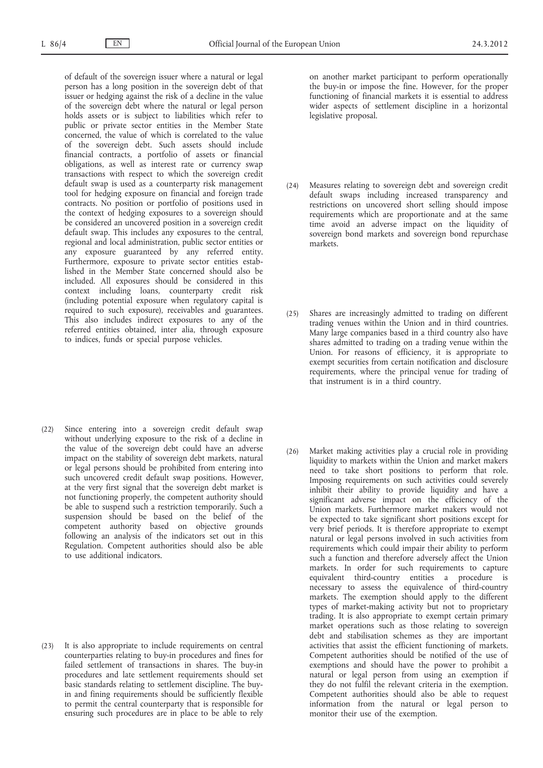of default of the sovereign issuer where a natural or legal person has a long position in the sovereign debt of that issuer or hedging against the risk of a decline in the value of the sovereign debt where the natural or legal person holds assets or is subject to liabilities which refer to public or private sector entities in the Member State concerned, the value of which is correlated to the value of the sovereign debt. Such assets should include financial contracts, a portfolio of assets or financial obligations, as well as interest rate or currency swap transactions with respect to which the sovereign credit default swap is used as a counterparty risk management tool for hedging exposure on financial and foreign trade contracts. No position or portfolio of positions used in the context of hedging exposures to a sovereign should be considered an uncovered position in a sovereign credit default swap. This includes any exposures to the central, regional and local administration, public sector entities or any exposure guaranteed by any referred entity. Furthermore, exposure to private sector entities established in the Member State concerned should also be included. All exposures should be considered in this context including loans, counterparty credit risk (including potential exposure when regulatory capital is required to such exposure), receivables and guarantees. This also includes indirect exposures to any of the referred entities obtained, inter alia, through exposure to indices, funds or special purpose vehicles.

(22) Since entering into a sovereign credit default swap without underlying exposure to the risk of a decline in the value of the sovereign debt could have an adverse impact on the stability of sovereign debt markets, natural or legal persons should be prohibited from entering into such uncovered credit default swap positions. However, at the very first signal that the sovereign debt market is not functioning properly, the competent authority should be able to suspend such a restriction temporarily. Such a suspension should be based on the belief of the competent authority based on objective grounds following an analysis of the indicators set out in this Regulation. Competent authorities should also be able to use additional indicators.

(23) It is also appropriate to include requirements on central counterparties relating to buy-in procedures and fines for failed settlement of transactions in shares. The buy-in procedures and late settlement requirements should set basic standards relating to settlement discipline. The buy-in and fining requirements should be sufficiently flexible to permit the central counterparty that is responsible for ensuring such procedures are in place to be able to rely on another market participant to perform operationally the buy-in or impose the fine. However, for the proper functioning of financial markets it is essential to address wider aspects of settlement discipline in a horizontal legislative proposal.

(24) Measures relating to sovereign debt and sovereign credit default swaps including increased transparency and restrictions on uncovered short selling should impose requirements which are proportionate and at the same time avoid an adverse impact on the liquidity of sovereign bond markets and sovereign bond repurchase markets.

(25) Shares are increasingly admitted to trading on different trading venues within the Union and in third countries. Many large companies based in a third country also have shares admitted to trading on a trading venue within the Union. For reasons of efficiency, it is appropriate to exempt securities from certain notification and disclosure requirements, where the principal venue for trading of that instrument is in a third country.

(26) Market making activities play a crucial role in providing liquidity to markets within the Union and market makers need to take short positions to perform that role. Imposing requirements on such activities could severely inhibit their ability to provide liquidity and have a significant adverse impact on the efficiency of the Union markets. Furthermore market makers would not be expected to take significant short positions except for very brief periods. It is therefore appropriate to exempt natural or legal persons involved in such activities from requirements which could impair their ability to perform such a function and therefore adversely affect the Union markets. In order for such requirements to capture equivalent third-country entities a procedure is necessary to assess the equivalence of third-country markets. The exemption should apply to the different types of market-making activity but not to proprietary trading. It is also appropriate to exempt certain primary market operations such as those relating to sovereign debt and stabilisation schemes as they are important activities that assist the efficient functioning of markets. Competent authorities should be notified of the use of exemptions and should have the power to prohibit a natural or legal person from using an exemption if they do not fulfil the relevant criteria in the exemption. Competent authorities should also be able to request information from the natural or legal person to monitor their use of the exemption.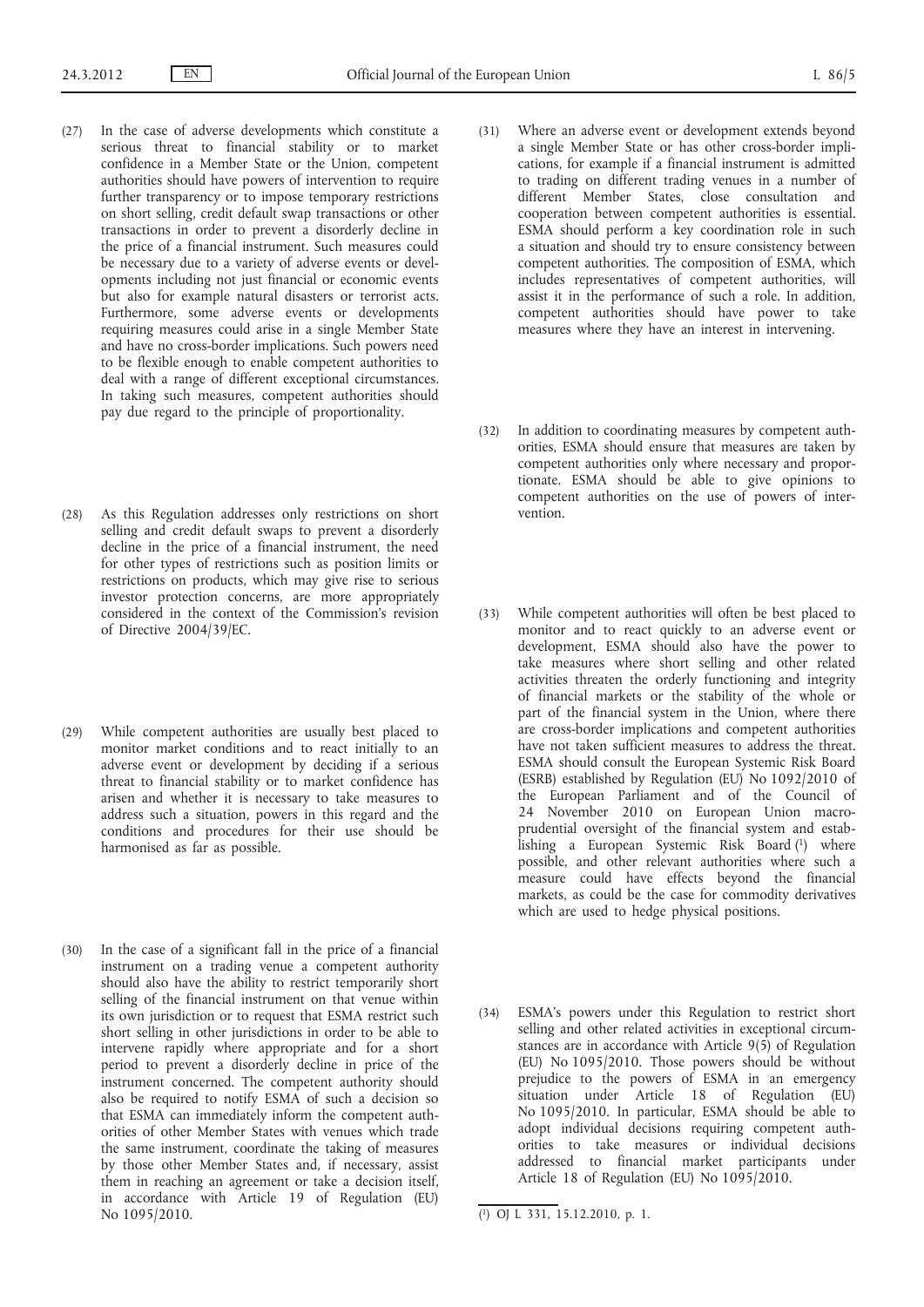(27) In the case of adverse developments which constitute a serious threat to financial stability or to market confidence in a Member State or the Union, competent authorities should have powers of intervention to require further transparency or to impose temporary restrictions on short selling, credit default swap transactions or other transactions in order to prevent a disorderly decline in the price of a financial instrument. Such measures could be necessary due to a variety of adverse events or developments including not just financial or economic events but also for example natural disasters or terrorist acts. Furthermore, some adverse events or developments requiring measures could arise in a single Member State and have no cross-border implications. Such powers need to be flexible enough to enable competent authorities to deal with a range of different exceptional circumstances. In taking such measures, competent authorities should pay due regard to the principle of proportionality.

(28) As this Regulation addresses only restrictions on short selling and credit default swaps to prevent a disorderly decline in the price of a financial instrument, the need for other types of restrictions such as position limits or restrictions on products, which may give rise to serious investor protection concerns, are more appropriately considered in the context of the Commission's revision of Directive 2004/39/EC.

(29) While competent authorities are usually best placed to monitor market conditions and to react initially to an adverse event or development by deciding if a serious threat to financial stability or to market confidence has arisen and whether it is necessary to take measures to address such a situation, powers in this regard and the conditions and procedures for their use should be harmonised as far as possible.

(30) In the case of a significant fall in the price of a financial instrument on a trading venue a competent authority should also have the ability to restrict temporarily short selling of the financial instrument on that venue within its own jurisdiction or to request that ESMA restrict such short selling in other jurisdictions in order to be able to intervene rapidly where appropriate and for a short period to prevent a disorderly decline in price of the instrument concerned. The competent authority should also be required to notify ESMA of such a decision so that ESMA can immediately inform the competent authorities of other Member States with venues which trade the same instrument, coordinate the taking of measures by those other Member States and, if necessary, assist them in reaching an agreement or take a decision itself, in accordance with Article 19 of Regulation (EU) No 1095/2010.

(31) Where an adverse event or development extends beyond a single Member State or has other cross-border implications, for example if a financial instrument is admitted to trading on different trading venues in a number of different Member States, close consultation and cooperation between competent authorities is essential. ESMA should perform a key coordination role in such a situation and should try to ensure consistency between competent authorities. The composition of ESMA, which includes representatives of competent authorities, will assist it in the performance of such a role. In addition, competent authorities should have power to take measures where they have an interest in intervening.

(32) In addition to coordinating measures by competent authorities, ESMA should ensure that measures are taken by competent authorities only where necessary and proportionate. ESMA should be able to give opinions to competent authorities on the use of powers of intervention.

(33) While competent authorities will often be best placed to monitor and to react quickly to an adverse event or development, ESMA should also have the power to take measures where short selling and other related activities threaten the orderly functioning and integrity of financial markets or the stability of the whole or part of the financial system in the Union, where there are cross-border implications and competent authorities have not taken sufficient measures to address the threat. ESMA should consult the European Systemic Risk Board (ESRB) established by Regulation (EU) No 1092/2010 of the European Parliament and of the Council of 24 November 2010 on European Union macro-prudential oversight of the financial system and establishing a European Systemic Risk Board [1] where possible, and other relevant authorities where such a measure could have effects beyond the financial markets, as could be the case for commodity derivatives which are used to hedge physical positions.

(34) ESMA's powers under this Regulation to restrict short selling and other related activities in exceptional circumstances are in accordance with Article 9(5) of Regulation (EU) No 1095/2010. Those powers should be without prejudice to the powers of ESMA in an emergency situation under Article 18 of Regulation (EU) No 1095/2010. In particular, ESMA should be able to adopt individual decisions requiring competent authorities to take measures or individual decisions addressed to financial market participants under Article 18 of Regulation (EU) No 1095/2010.

---

[1] OJ L 331, 15.12.2010, p. 1.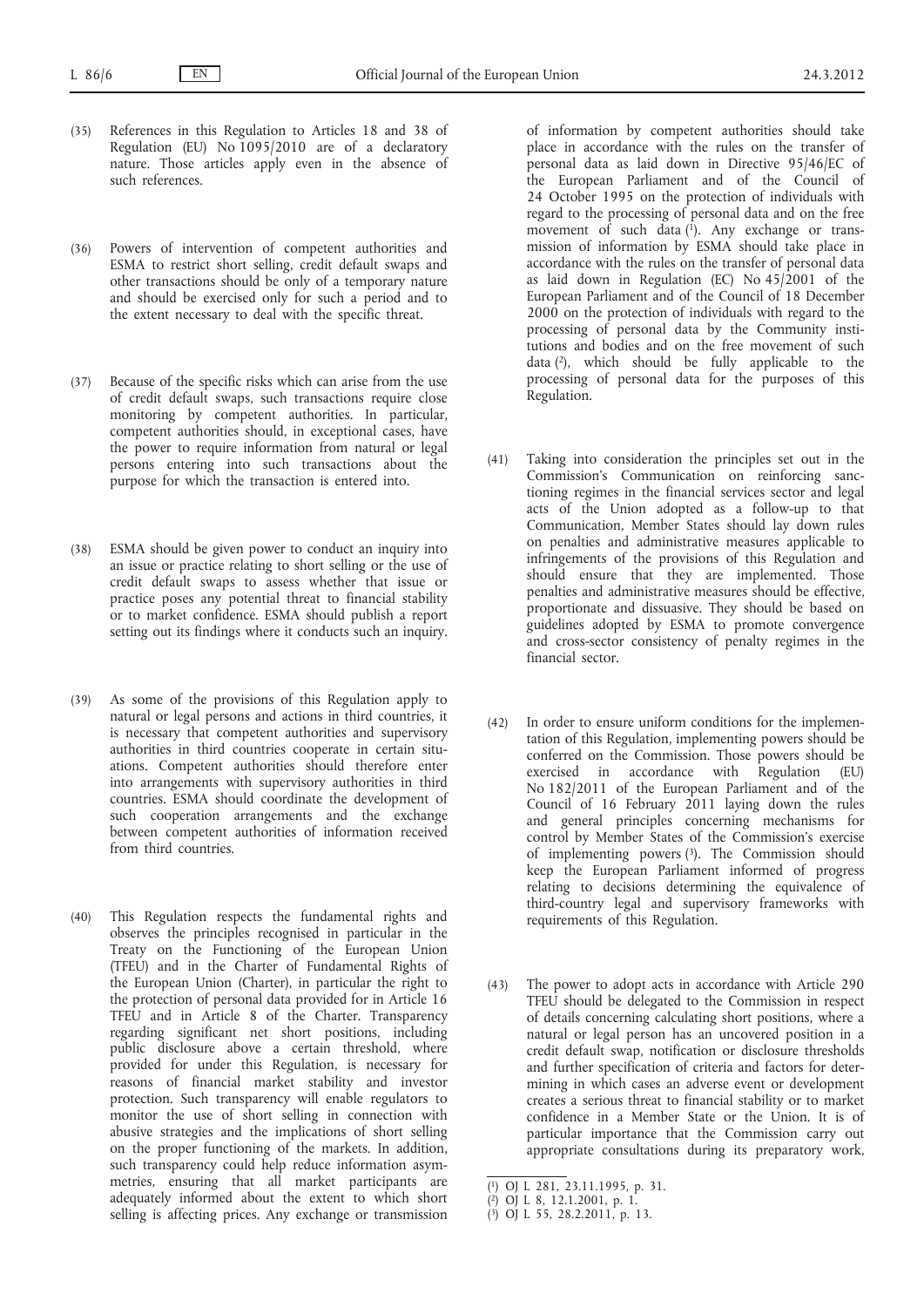(35) References in this Regulation to Articles 18 and 38 of Regulation (EU) No 1095/2010 are of a declaratory nature. Those articles apply even in the absence of such references.

(36) Powers of intervention of competent authorities and ESMA to restrict short selling, credit default swaps and other transactions should be only of a temporary nature and should be exercised only for such a period and to the extent necessary to deal with the specific threat.

(37) Because of the specific risks which can arise from the use of credit default swaps, such transactions require close monitoring by competent authorities. In particular, competent authorities should, in exceptional cases, have the power to require information from natural or legal persons entering into such transactions about the purpose for which the transaction is entered into.

(38) ESMA should be given power to conduct an inquiry into an issue or practice relating to short selling or the use of credit default swaps to assess whether that issue or practice poses any potential threat to financial stability or to market confidence. ESMA should publish a report setting out its findings where it conducts such an inquiry.

(39) As some of the provisions of this Regulation apply to natural or legal persons and actions in third countries, it is necessary that competent authorities and supervisory authorities in third countries cooperate in certain situations. Competent authorities should therefore enter into arrangements with supervisory authorities in third countries. ESMA should coordinate the development of such cooperation arrangements and the exchange between competent authorities of information received from third countries.

(40) This Regulation respects the fundamental rights and observes the principles recognised in particular in the Treaty on the Functioning of the European Union (TFEU) and in the Charter of Fundamental Rights of the European Union (Charter), in particular the right to the protection of personal data provided for in Article 16 TFEU and in Article 8 of the Charter. Transparency regarding significant net short positions, including public disclosure above a certain threshold, where provided for under this Regulation, is necessary for reasons of financial market stability and investor protection. Such transparency will enable regulators to monitor the use of short selling in connection with abusive strategies and the implications of short selling on the proper functioning of the markets. In addition, such transparency could help reduce information asymmetries, ensuring that all market participants are adequately informed about the extent to which short selling is affecting prices. Any exchange or transmission of information by competent authorities should take place in accordance with the rules on the transfer of personal data as laid down in Directive 95/46/EC of the European Parliament and of the Council of 24 October 1995 on the protection of individuals with regard to the processing of personal data and on the free movement of such data [1]. Any exchange or transmission of information by ESMA should take place in accordance with the rules on the transfer of personal data as laid down in Regulation (EC) No 45/2001 of the European Parliament and of the Council of 18 December 2000 on the protection of individuals with regard to the processing of personal data by the Community institutions and bodies and on the free movement of such data [2], which should be fully applicable to the processing of personal data for the purposes of this Regulation.

(41) Taking into consideration the principles set out in the Commission's Communication on reinforcing sanctioning regimes in the financial services sector and legal acts of the Union adopted as a follow-up to that Communication, Member States should lay down rules on penalties and administrative measures applicable to infringements of the provisions of this Regulation and should ensure that they are implemented. Those penalties and administrative measures should be effective, proportionate and dissuasive. They should be based on guidelines adopted by ESMA to promote convergence and cross-sector consistency of penalty regimes in the financial sector.

(42) In order to ensure uniform conditions for the implementation of this Regulation, implementing powers should be conferred on the Commission. Those powers should be exercised in accordance with Regulation (EU) No 182/2011 of the European Parliament and of the Council of 16 February 2011 laying down the rules and general principles concerning mechanisms for control by Member States of the Commission's exercise of implementing powers [3]. The Commission should keep the European Parliament informed of progress relating to decisions determining the equivalence of third-country legal and supervisory frameworks with requirements of this Regulation.

(43) The power to adopt acts in accordance with Article 290 TFEU should be delegated to the Commission in respect of details concerning calculating short positions, where a natural or legal person has an uncovered position in a credit default swap, notification or disclosure thresholds and further specification of criteria and factors for determining in which cases an adverse event or development creates a serious threat to financial stability or to market confidence in a Member State or the Union. It is of particular importance that the Commission carry out appropriate consultations during its preparatory work,

---

[1] OJ L 281, 23.11.1995, p. 31.

[2] OJ L 8, 12.1.2001, p. 1.

[3] OJ L 55, 28.2.2011, p. 13.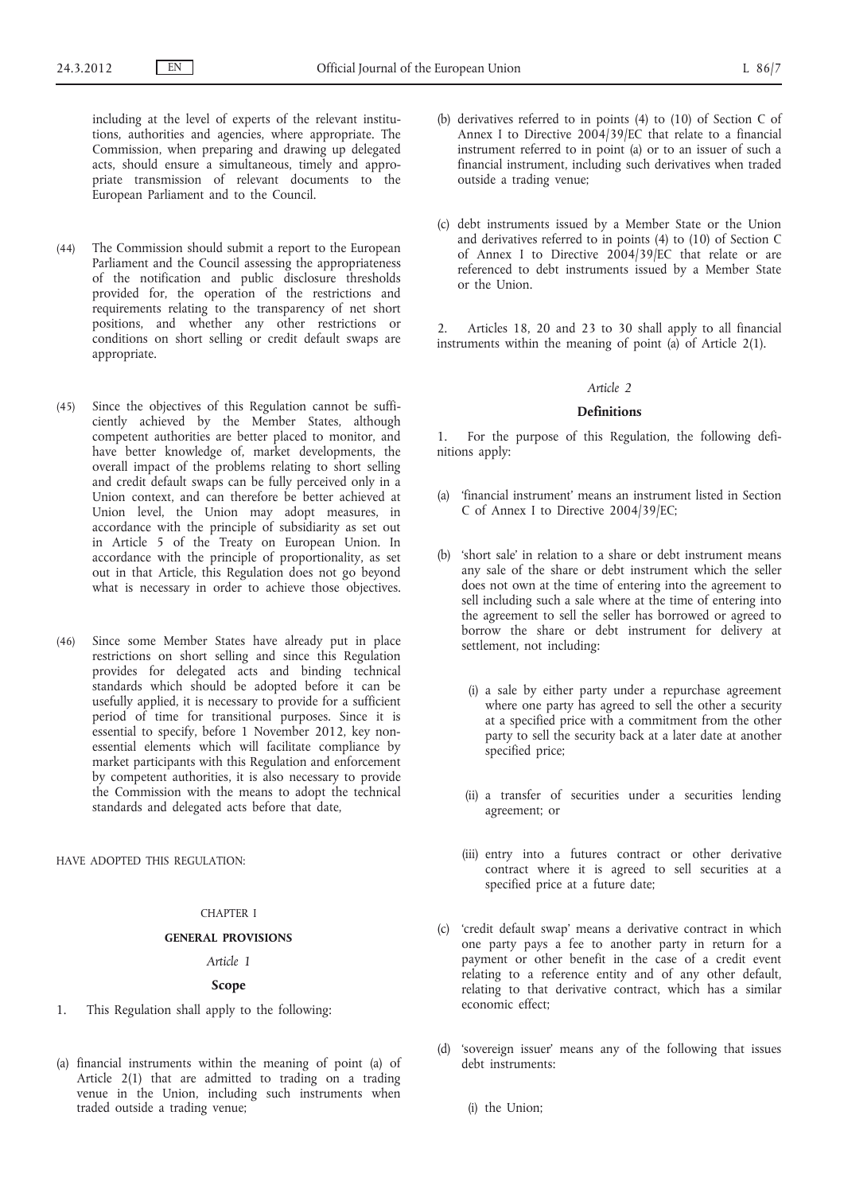including at the level of experts of the relevant institutions, authorities and agencies, where appropriate. The Commission, when preparing and drawing up delegated acts, should ensure a simultaneous, timely and appropriate transmission of relevant documents to the European Parliament and to the Council.

(44) The Commission should submit a report to the European Parliament and the Council assessing the appropriateness of the notification and public disclosure thresholds provided for, the operation of the restrictions and requirements relating to the transparency of net short positions, and whether any other restrictions or conditions on short selling or credit default swaps are appropriate.

(45) Since the objectives of this Regulation cannot be sufficiently achieved by the Member States, although competent authorities are better placed to monitor, and have better knowledge of, market developments, the overall impact of the problems relating to short selling and credit default swaps can be fully perceived only in a Union context, and can therefore be better achieved at Union level, the Union may adopt measures, in accordance with the principle of subsidiarity as set out in Article 5 of the Treaty on European Union. In accordance with the principle of proportionality, as set out in that Article, this Regulation does not go beyond what is necessary in order to achieve those objectives.

(46) Since some Member States have already put in place restrictions on short selling and since this Regulation provides for delegated acts and binding technical standards which should be adopted before it can be usefully applied, it is necessary to provide for a sufficient period of time for transitional purposes. Since it is essential to specify, before 1 November 2012, key non-essential elements which will facilitate compliance by market participants with this Regulation and enforcement by competent authorities, it is also necessary to provide the Commission with the means to adopt the technical standards and delegated acts before that date,

HAVE ADOPTED THIS REGULATION:

## CHAPTER I

## GENERAL PROVISIONS

### *Article 1*

### Scope

1. This Regulation shall apply to the following:

(a) financial instruments within the meaning of point (a) of Article 2(1) that are admitted to trading on a trading venue in the Union, including such instruments when traded outside a trading venue;

(b) derivatives referred to in points (4) to (10) of Section C of Annex I to Directive 2004/39/EC that relate to a financial instrument referred to in point (a) or to an issuer of such a financial instrument, including such derivatives when traded outside a trading venue;

(c) debt instruments issued by a Member State or the Union and derivatives referred to in points (4) to (10) of Section C of Annex I to Directive 2004/39/EC that relate or are referenced to debt instruments issued by a Member State or the Union.

2. Articles 18, 20 and 23 to 30 shall apply to all financial instruments within the meaning of point (a) of Article 2(1).

### *Article 2*

### Definitions

1. For the purpose of this Regulation, the following definitions apply:

(a) 'financial instrument' means an instrument listed in Section C of Annex I to Directive 2004/39/EC;

(b) 'short sale' in relation to a share or debt instrument means any sale of the share or debt instrument which the seller does not own at the time of entering into the agreement to sell including such a sale where at the time of entering into the agreement to sell the seller has borrowed or agreed to borrow the share or debt instrument for delivery at settlement, not including:

   (i) a sale by either party under a repurchase agreement where one party has agreed to sell the other a security at a specified price with a commitment from the other party to sell the security back at a later date at another specified price;

   (ii) a transfer of securities under a securities lending agreement; or

   (iii) entry into a futures contract or other derivative contract where it is agreed to sell securities at a specified price at a future date;

(c) 'credit default swap' means a derivative contract in which one party pays a fee to another party in return for a payment or other benefit in the case of a credit event relating to a reference entity and of any other default, relating to that derivative contract, which has a similar economic effect;

(d) 'sovereign issuer' means any of the following that issues debt instruments:

   (i) the Union;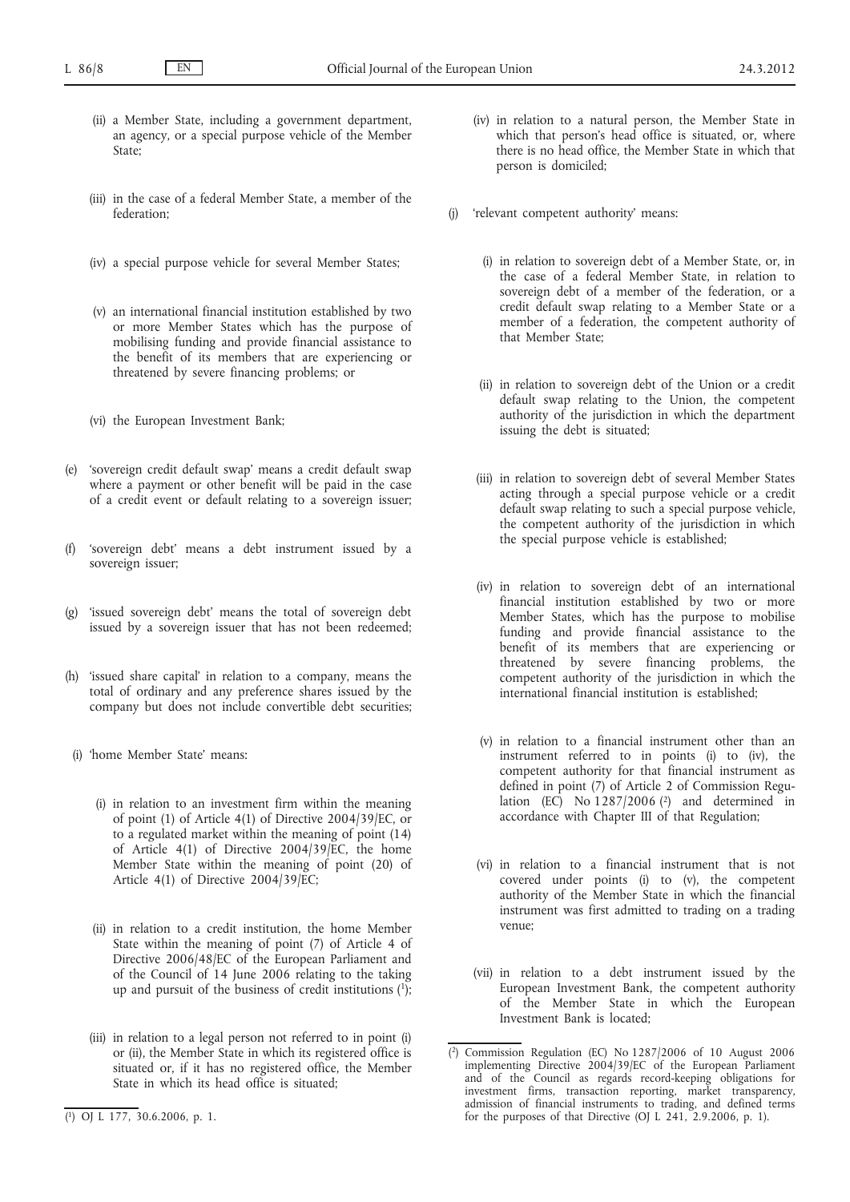(ii) a Member State, including a government department, an agency, or a special purpose vehicle of the Member State;

(iii) in the case of a federal Member State, a member of the federation;

(iv) a special purpose vehicle for several Member States;

(v) an international financial institution established by two or more Member States which has the purpose of mobilising funding and provide financial assistance to the benefit of its members that are experiencing or threatened by severe financing problems; or

(vi) the European Investment Bank;

(e) 'sovereign credit default swap' means a credit default swap where a payment or other benefit will be paid in the case of a credit event or default relating to a sovereign issuer;

(f) 'sovereign debt' means a debt instrument issued by a sovereign issuer;

(g) 'issued sovereign debt' means the total of sovereign debt issued by a sovereign issuer that has not been redeemed;

(h) 'issued share capital' in relation to a company, means the total of ordinary and any preference shares issued by the company but does not include convertible debt securities;

(i) 'home Member State' means:

(i) in relation to an investment firm within the meaning of point (1) of Article 4(1) of Directive 2004/39/EC, or to a regulated market within the meaning of point (14) of Article 4(1) of Directive 2004/39/EC, the home Member State within the meaning of point (20) of Article 4(1) of Directive 2004/39/EC;

(ii) in relation to a credit institution, the home Member State within the meaning of point (7) of Article 4 of Directive 2006/48/EC of the European Parliament and of the Council of 14 June 2006 relating to the taking up and pursuit of the business of credit institutions [1];

(iii) in relation to a legal person not referred to in point (i) or (ii), the Member State in which its registered office is situated or, if it has no registered office, the Member State in which its head office is situated;

(iv) in relation to a natural person, the Member State in which that person's head office is situated, or, where there is no head office, the Member State in which that person is domiciled;

(j) 'relevant competent authority' means:

(i) in relation to sovereign debt of a Member State, or, in the case of a federal Member State, in relation to sovereign debt of a member of the federation, or a credit default swap relating to a Member State or a member of a federation, the competent authority of that Member State;

(ii) in relation to sovereign debt of the Union or a credit default swap relating to the Union, the competent authority of the jurisdiction in which the department issuing the debt is situated;

(iii) in relation to sovereign debt of several Member States acting through a special purpose vehicle or a credit default swap relating to such a special purpose vehicle, the competent authority of the jurisdiction in which the special purpose vehicle is established;

(iv) in relation to sovereign debt of an international financial institution established by two or more Member States, which has the purpose to mobilise funding and provide financial assistance to the benefit of its members that are experiencing or threatened by severe financing problems, the competent authority of the jurisdiction in which the international financial institution is established;

(v) in relation to a financial instrument other than an instrument referred to in points (i) to (iv), the competent authority for that financial instrument as defined in point (7) of Article 2 of Commission Regulation (EC) No 1287/2006 [2] and determined in accordance with Chapter III of that Regulation;

(vi) in relation to a financial instrument that is not covered under points (i) to (v), the competent authority of the Member State in which the financial instrument was first admitted to trading on a trading venue;

(vii) in relation to a debt instrument issued by the European Investment Bank, the competent authority of the Member State in which the European Investment Bank is located;

[1] OJ L 177, 30.6.2006, p. 1.

[2] Commission Regulation (EC) No 1287/2006 of 10 August 2006 implementing Directive 2004/39/EC of the European Parliament and of the Council as regards record-keeping obligations for investment firms, transaction reporting, market transparency, admission of financial instruments to trading, and defined terms for the purposes of that Directive (OJ L 241, 2.9.2006, p. 1).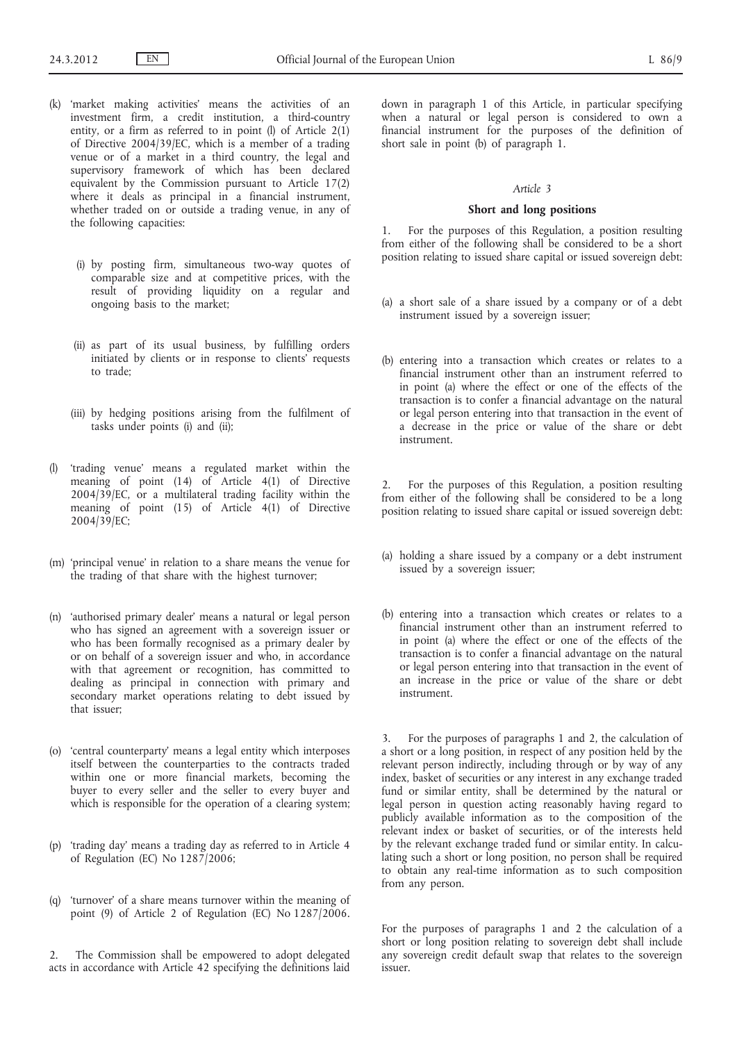(k) 'market making activities' means the activities of an investment firm, a credit institution, a third-country entity, or a firm as referred to in point (l) of Article 2(1) of Directive 2004/39/EC, which is a member of a trading venue or of a market in a third country, the legal and supervisory framework of which has been declared equivalent by the Commission pursuant to Article 17(2) where it deals as principal in a financial instrument, whether traded on or outside a trading venue, in any of the following capacities:

 (i) by posting firm, simultaneous two-way quotes of comparable size and at competitive prices, with the result of providing liquidity on a regular and ongoing basis to the market;

 (ii) as part of its usual business, by fulfilling orders initiated by clients or in response to clients' requests to trade;

 (iii) by hedging positions arising from the fulfilment of tasks under points (i) and (ii);

(l) 'trading venue' means a regulated market within the meaning of point (14) of Article 4(1) of Directive 2004/39/EC, or a multilateral trading facility within the meaning of point (15) of Article 4(1) of Directive 2004/39/EC;

(m) 'principal venue' in relation to a share means the venue for the trading of that share with the highest turnover;

(n) 'authorised primary dealer' means a natural or legal person who has signed an agreement with a sovereign issuer or who has been formally recognised as a primary dealer by or on behalf of a sovereign issuer and who, in accordance with that agreement or recognition, has committed to dealing as principal in connection with primary and secondary market operations relating to debt issued by that issuer;

(o) 'central counterparty' means a legal entity which interposes itself between the counterparties to the contracts traded within one or more financial markets, becoming the buyer to every seller and the seller to every buyer and which is responsible for the operation of a clearing system;

(p) 'trading day' means a trading day as referred to in Article 4 of Regulation (EC) No 1287/2006;

(q) 'turnover' of a share means turnover within the meaning of point (9) of Article 2 of Regulation (EC) No 1287/2006.

2. The Commission shall be empowered to adopt delegated acts in accordance with Article 42 specifying the definitions laid down in paragraph 1 of this Article, in particular specifying when a natural or legal person is considered to own a financial instrument for the purposes of the definition of short sale in point (b) of paragraph 1.

*Article 3*

**Short and long positions**

1. For the purposes of this Regulation, a position resulting from either of the following shall be considered to be a short position relating to issued share capital or issued sovereign debt:

(a) a short sale of a share issued by a company or of a debt instrument issued by a sovereign issuer;

(b) entering into a transaction which creates or relates to a financial instrument other than an instrument referred to in point (a) where the effect or one of the effects of the transaction is to confer a financial advantage on the natural or legal person entering into that transaction in the event of a decrease in the price or value of the share or debt instrument.

2. For the purposes of this Regulation, a position resulting from either of the following shall be considered to be a long position relating to issued share capital or issued sovereign debt:

(a) holding a share issued by a company or a debt instrument issued by a sovereign issuer;

(b) entering into a transaction which creates or relates to a financial instrument other than an instrument referred to in point (a) where the effect or one of the effects of the transaction is to confer a financial advantage on the natural or legal person entering into that transaction in the event of an increase in the price or value of the share or debt instrument.

3. For the purposes of paragraphs 1 and 2, the calculation of a short or a long position, in respect of any position held by the relevant person indirectly, including through or by way of any index, basket of securities or any interest in any exchange traded fund or similar entity, shall be determined by the natural or legal person in question acting reasonably having regard to publicly available information as to the composition of the relevant index or basket of securities, or of the interests held by the relevant exchange traded fund or similar entity. In calculating such a short or long position, no person shall be required to obtain any real-time information as to such composition from any person.

For the purposes of paragraphs 1 and 2 the calculation of a short or long position relating to sovereign debt shall include any sovereign credit default swap that relates to the sovereign issuer.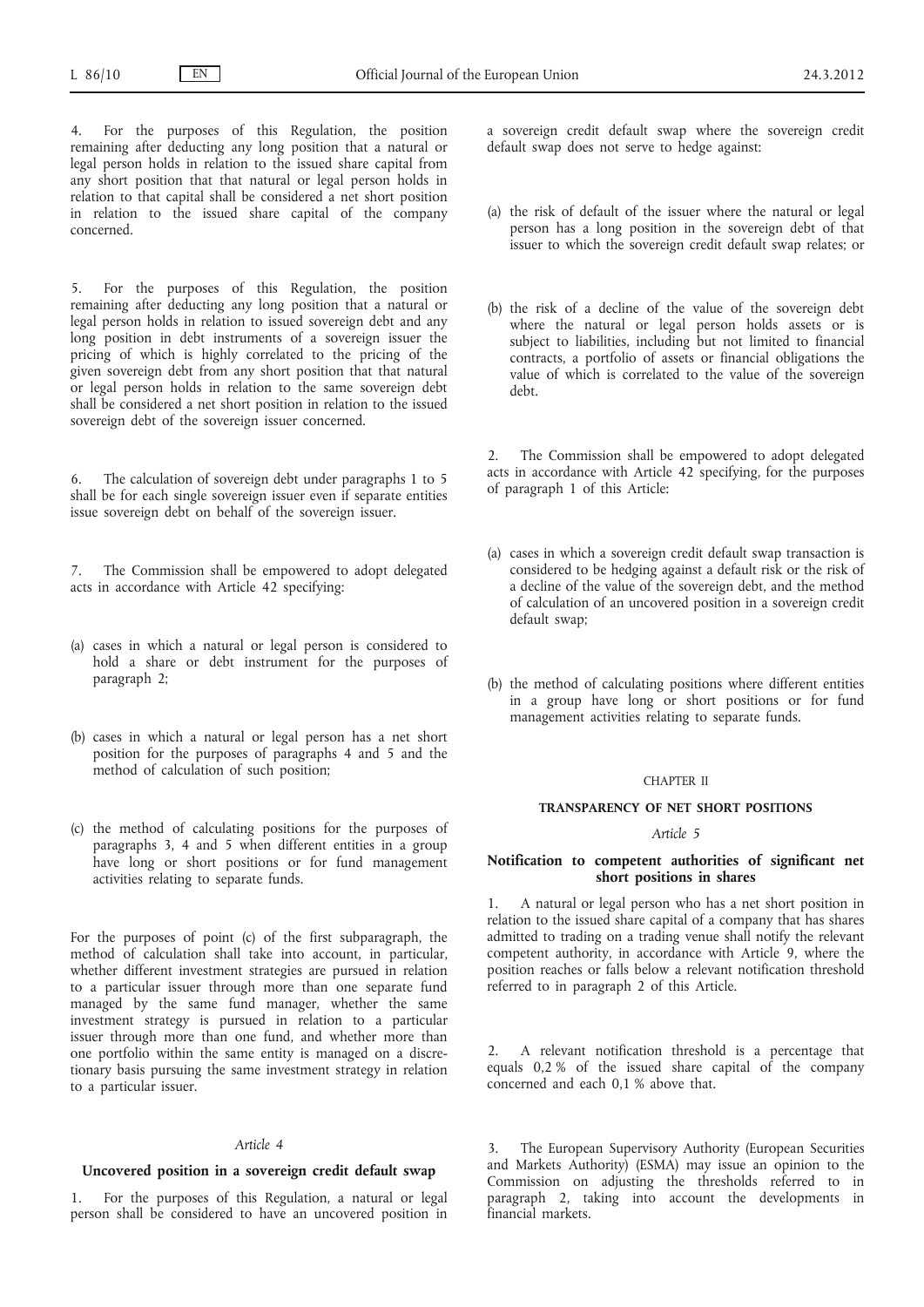4. For the purposes of this Regulation, the position remaining after deducting any long position that a natural or legal person holds in relation to the issued share capital from any short position that that natural or legal person holds in relation to that capital shall be considered a net short position in relation to the issued share capital of the company concerned.

5. For the purposes of this Regulation, the position remaining after deducting any long position that a natural or legal person holds in relation to issued sovereign debt and any long position in debt instruments of a sovereign issuer the pricing of which is highly correlated to the pricing of the given sovereign debt from any short position that that natural or legal person holds in relation to the same sovereign debt shall be considered a net short position in relation to the issued sovereign debt of the sovereign issuer concerned.

6. The calculation of sovereign debt under paragraphs 1 to 5 shall be for each single sovereign issuer even if separate entities issue sovereign debt on behalf of the sovereign issuer.

7. The Commission shall be empowered to adopt delegated acts in accordance with Article 42 specifying:

(a) cases in which a natural or legal person is considered to hold a share or debt instrument for the purposes of paragraph 2;

(b) cases in which a natural or legal person has a net short position for the purposes of paragraphs 4 and 5 and the method of calculation of such position;

(c) the method of calculating positions for the purposes of paragraphs 3, 4 and 5 when different entities in a group have long or short positions or for fund management activities relating to separate funds.

For the purposes of point (c) of the first subparagraph, the method of calculation shall take into account, in particular, whether different investment strategies are pursued in relation to a particular issuer through more than one separate fund managed by the same fund manager, whether the same investment strategy is pursued in relation to a particular issuer through more than one fund, and whether more than one portfolio within the same entity is managed on a discretionary basis pursuing the same investment strategy in relation to a particular issuer.

*Article 4*

**Uncovered position in a sovereign credit default swap**

1. For the purposes of this Regulation, a natural or legal person shall be considered to have an uncovered position in a sovereign credit default swap where the sovereign credit default swap does not serve to hedge against:

(a) the risk of default of the issuer where the natural or legal person has a long position in the sovereign debt of that issuer to which the sovereign credit default swap relates; or

(b) the risk of a decline of the value of the sovereign debt where the natural or legal person holds assets or is subject to liabilities, including but not limited to financial contracts, a portfolio of assets or financial obligations the value of which is correlated to the value of the sovereign debt.

2. The Commission shall be empowered to adopt delegated acts in accordance with Article 42 specifying, for the purposes of paragraph 1 of this Article:

(a) cases in which a sovereign credit default swap transaction is considered to be hedging against a default risk or the risk of a decline of the value of the sovereign debt, and the method of calculation of an uncovered position in a sovereign credit default swap;

(b) the method of calculating positions where different entities in a group have long or short positions or for fund management activities relating to separate funds.

CHAPTER II

**TRANSPARENCY OF NET SHORT POSITIONS**

*Article 5*

**Notification to competent authorities of significant net short positions in shares**

1. A natural or legal person who has a net short position in relation to the issued share capital of a company that has shares admitted to trading on a trading venue shall notify the relevant competent authority, in accordance with Article 9, where the position reaches or falls below a relevant notification threshold referred to in paragraph 2 of this Article.

2. A relevant notification threshold is a percentage that equals 0,2 % of the issued share capital of the company concerned and each 0,1 % above that.

3. The European Supervisory Authority (European Securities and Markets Authority) (ESMA) may issue an opinion to the Commission on adjusting the thresholds referred to in paragraph 2, taking into account the developments in financial markets.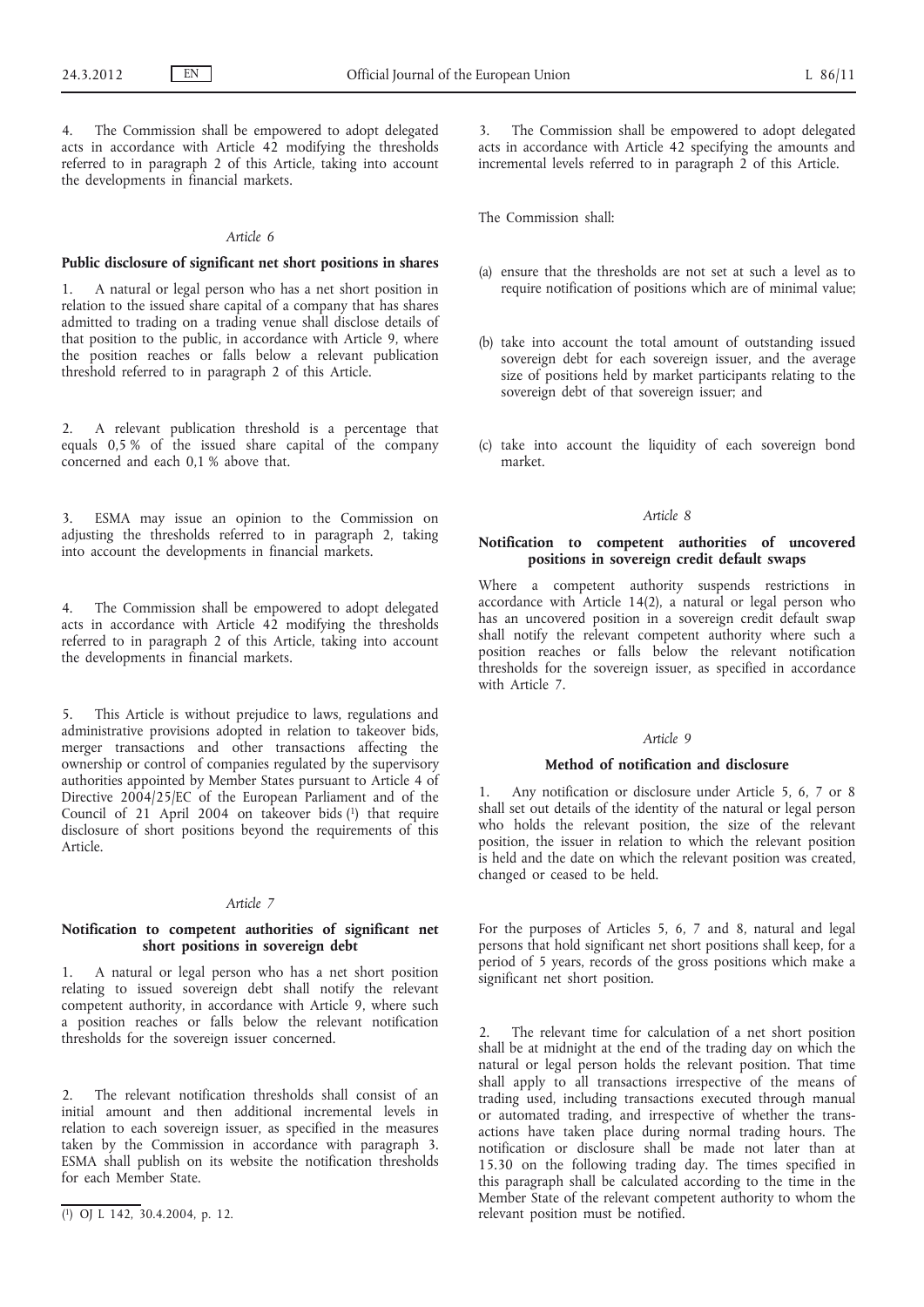4. The Commission shall be empowered to adopt delegated acts in accordance with Article 42 modifying the thresholds referred to in paragraph 2 of this Article, taking into account the developments in financial markets.

*Article 6*

**Public disclosure of significant net short positions in shares**

1. A natural or legal person who has a net short position in relation to the issued share capital of a company that has shares admitted to trading on a trading venue shall disclose details of that position to the public, in accordance with Article 9, where the position reaches or falls below a relevant publication threshold referred to in paragraph 2 of this Article.

2. A relevant publication threshold is a percentage that equals 0,5 % of the issued share capital of the company concerned and each 0,1 % above that.

3. ESMA may issue an opinion to the Commission on adjusting the thresholds referred to in paragraph 2, taking into account the developments in financial markets.

4. The Commission shall be empowered to adopt delegated acts in accordance with Article 42 modifying the thresholds referred to in paragraph 2 of this Article, taking into account the developments in financial markets.

5. This Article is without prejudice to laws, regulations and administrative provisions adopted in relation to takeover bids, merger transactions and other transactions affecting the ownership or control of companies regulated by the supervisory authorities appointed by Member States pursuant to Article 4 of Directive 2004/25/EC of the European Parliament and of the Council of 21 April 2004 on takeover bids [1] that require disclosure of short positions beyond the requirements of this Article.

*Article 7*

**Notification to competent authorities of significant net short positions in sovereign debt**

1. A natural or legal person who has a net short position relating to issued sovereign debt shall notify the relevant competent authority, in accordance with Article 9, where such a position reaches or falls below the relevant notification thresholds for the sovereign issuer concerned.

2. The relevant notification thresholds shall consist of an initial amount and then additional incremental levels in relation to each sovereign issuer, as specified in the measures taken by the Commission in accordance with paragraph 3. ESMA shall publish on its website the notification thresholds for each Member State.

3. The Commission shall be empowered to adopt delegated acts in accordance with Article 42 specifying the amounts and incremental levels referred to in paragraph 2 of this Article.

The Commission shall:

(a) ensure that the thresholds are not set at such a level as to require notification of positions which are of minimal value;

(b) take into account the total amount of outstanding issued sovereign debt for each sovereign issuer, and the average size of positions held by market participants relating to the sovereign debt of that sovereign issuer; and

(c) take into account the liquidity of each sovereign bond market.

*Article 8*

**Notification to competent authorities of uncovered positions in sovereign credit default swaps**

Where a competent authority suspends restrictions in accordance with Article 14(2), a natural or legal person who has an uncovered position in a sovereign credit default swap shall notify the relevant competent authority where such a position reaches or falls below the relevant notification thresholds for the sovereign issuer, as specified in accordance with Article 7.

*Article 9*

**Method of notification and disclosure**

1. Any notification or disclosure under Article 5, 6, 7 or 8 shall set out details of the identity of the natural or legal person who holds the relevant position, the size of the relevant position, the issuer in relation to which the relevant position is held and the date on which the relevant position was created, changed or ceased to be held.

For the purposes of Articles 5, 6, 7 and 8, natural and legal persons that hold significant net short positions shall keep, for a period of 5 years, records of the gross positions which make a significant net short position.

2. The relevant time for calculation of a net short position shall be at midnight at the end of the trading day on which the natural or legal person holds the relevant position. That time shall apply to all transactions irrespective of the means of trading used, including transactions executed through manual or automated trading, and irrespective of whether the transactions have taken place during normal trading hours. The notification or disclosure shall be made not later than at 15.30 on the following trading day. The times specified in this paragraph shall be calculated according to the time in the Member State of the relevant competent authority to whom the relevant position must be notified.

---

[1] OJ L 142, 30.4.2004, p. 12.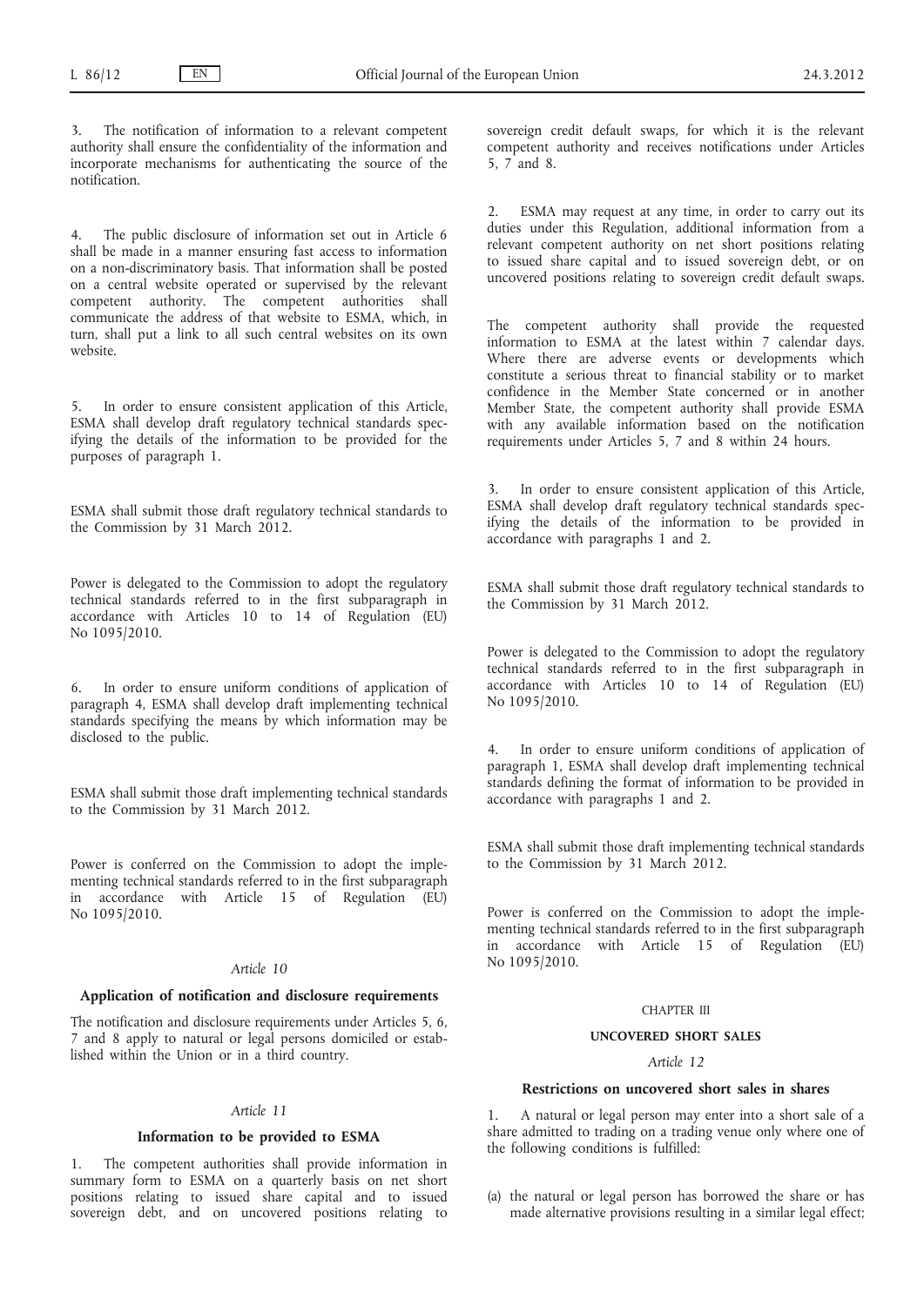3. The notification of information to a relevant competent authority shall ensure the confidentiality of the information and incorporate mechanisms for authenticating the source of the notification.

4. The public disclosure of information set out in Article 6 shall be made in a manner ensuring fast access to information on a non-discriminatory basis. That information shall be posted on a central website operated or supervised by the relevant competent authority. The competent authorities shall communicate the address of that website to ESMA, which, in turn, shall put a link to all such central websites on its own website.

5. In order to ensure consistent application of this Article, ESMA shall develop draft regulatory technical standards specifying the details of the information to be provided for the purposes of paragraph 1.

ESMA shall submit those draft regulatory technical standards to the Commission by 31 March 2012.

Power is delegated to the Commission to adopt the regulatory technical standards referred to in the first subparagraph in accordance with Articles 10 to 14 of Regulation (EU) No 1095/2010.

6. In order to ensure uniform conditions of application of paragraph 4, ESMA shall develop draft implementing technical standards specifying the means by which information may be disclosed to the public.

ESMA shall submit those draft implementing technical standards to the Commission by 31 March 2012.

Power is conferred on the Commission to adopt the implementing technical standards referred to in the first subparagraph in accordance with Article 15 of Regulation (EU) No 1095/2010.

*Article 10*

**Application of notification and disclosure requirements**

The notification and disclosure requirements under Articles 5, 6, 7 and 8 apply to natural or legal persons domiciled or established within the Union or in a third country.

*Article 11*

**Information to be provided to ESMA**

1. The competent authorities shall provide information in summary form to ESMA on a quarterly basis on net short positions relating to issued share capital and to issued sovereign debt, and on uncovered positions relating to sovereign credit default swaps, for which it is the relevant competent authority and receives notifications under Articles 5, 7 and 8.

2. ESMA may request at any time, in order to carry out its duties under this Regulation, additional information from a relevant competent authority on net short positions relating to issued share capital and to issued sovereign debt, or on uncovered positions relating to sovereign credit default swaps.

The competent authority shall provide the requested information to ESMA at the latest within 7 calendar days. Where there are adverse events or developments which constitute a serious threat to financial stability or to market confidence in the Member State concerned or in another Member State, the competent authority shall provide ESMA with any available information based on the notification requirements under Articles 5, 7 and 8 within 24 hours.

3. In order to ensure consistent application of this Article, ESMA shall develop draft regulatory technical standards specifying the details of the information to be provided in accordance with paragraphs 1 and 2.

ESMA shall submit those draft regulatory technical standards to the Commission by 31 March 2012.

Power is delegated to the Commission to adopt the regulatory technical standards referred to in the first subparagraph in accordance with Articles 10 to 14 of Regulation (EU) No 1095/2010.

4. In order to ensure uniform conditions of application of paragraph 1, ESMA shall develop draft implementing technical standards defining the format of information to be provided in accordance with paragraphs 1 and 2.

ESMA shall submit those draft implementing technical standards to the Commission by 31 March 2012.

Power is conferred on the Commission to adopt the implementing technical standards referred to in the first subparagraph in accordance with Article 15 of Regulation (EU) No 1095/2010.

CHAPTER III

**UNCOVERED SHORT SALES**

*Article 12*

**Restrictions on uncovered short sales in shares**

1. A natural or legal person may enter into a short sale of a share admitted to trading on a trading venue only where one of the following conditions is fulfilled:

(a) the natural or legal person has borrowed the share or has made alternative provisions resulting in a similar legal effect;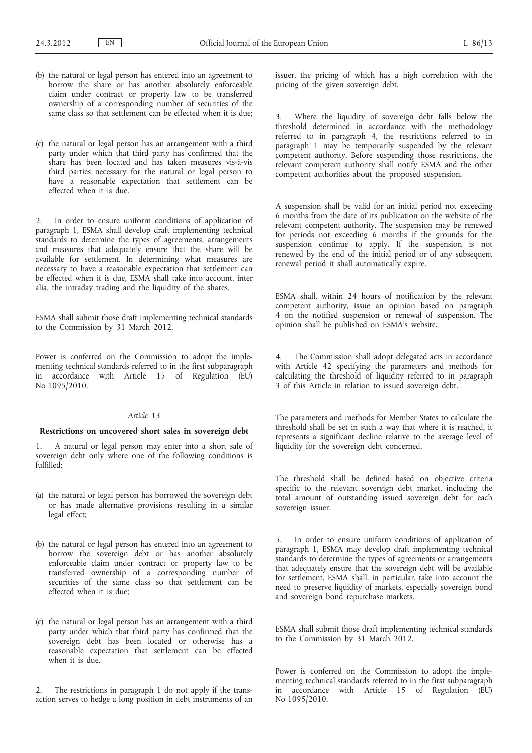(b) the natural or legal person has entered into an agreement to borrow the share or has another absolutely enforceable claim under contract or property law to be transferred ownership of a corresponding number of securities of the same class so that settlement can be effected when it is due;

(c) the natural or legal person has an arrangement with a third party under which that third party has confirmed that the share has been located and has taken measures vis-à-vis third parties necessary for the natural or legal person to have a reasonable expectation that settlement can be effected when it is due.

2. In order to ensure uniform conditions of application of paragraph 1, ESMA shall develop draft implementing technical standards to determine the types of agreements, arrangements and measures that adequately ensure that the share will be available for settlement. In determining what measures are necessary to have a reasonable expectation that settlement can be effected when it is due, ESMA shall take into account, inter alia, the intraday trading and the liquidity of the shares.

ESMA shall submit those draft implementing technical standards to the Commission by 31 March 2012.

Power is conferred on the Commission to adopt the implementing technical standards referred to in the first subparagraph in accordance with Article 15 of Regulation (EU) No 1095/2010.

*Article 13*

**Restrictions on uncovered short sales in sovereign debt**

1. A natural or legal person may enter into a short sale of sovereign debt only where one of the following conditions is fulfilled:

(a) the natural or legal person has borrowed the sovereign debt or has made alternative provisions resulting in a similar legal effect;

(b) the natural or legal person has entered into an agreement to borrow the sovereign debt or has another absolutely enforceable claim under contract or property law to be transferred ownership of a corresponding number of securities of the same class so that settlement can be effected when it is due;

(c) the natural or legal person has an arrangement with a third party under which that third party has confirmed that the sovereign debt has been located or otherwise has a reasonable expectation that settlement can be effected when it is due.

2. The restrictions in paragraph 1 do not apply if the transaction serves to hedge a long position in debt instruments of an issuer, the pricing of which has a high correlation with the pricing of the given sovereign debt.

3. Where the liquidity of sovereign debt falls below the threshold determined in accordance with the methodology referred to in paragraph 4, the restrictions referred to in paragraph 1 may be temporarily suspended by the relevant competent authority. Before suspending those restrictions, the relevant competent authority shall notify ESMA and the other competent authorities about the proposed suspension.

A suspension shall be valid for an initial period not exceeding 6 months from the date of its publication on the website of the relevant competent authority. The suspension may be renewed for periods not exceeding 6 months if the grounds for the suspension continue to apply. If the suspension is not renewed by the end of the initial period or of any subsequent renewal period it shall automatically expire.

ESMA shall, within 24 hours of notification by the relevant competent authority, issue an opinion based on paragraph 4 on the notified suspension or renewal of suspension. The opinion shall be published on ESMA's website.

4. The Commission shall adopt delegated acts in accordance with Article 42 specifying the parameters and methods for calculating the threshold of liquidity referred to in paragraph 3 of this Article in relation to issued sovereign debt.

The parameters and methods for Member States to calculate the threshold shall be set in such a way that where it is reached, it represents a significant decline relative to the average level of liquidity for the sovereign debt concerned.

The threshold shall be defined based on objective criteria specific to the relevant sovereign debt market, including the total amount of outstanding issued sovereign debt for each sovereign issuer.

5. In order to ensure uniform conditions of application of paragraph 1, ESMA may develop draft implementing technical standards to determine the types of agreements or arrangements that adequately ensure that the sovereign debt will be available for settlement. ESMA shall, in particular, take into account the need to preserve liquidity of markets, especially sovereign bond and sovereign bond repurchase markets.

ESMA shall submit those draft implementing technical standards to the Commission by 31 March 2012.

Power is conferred on the Commission to adopt the implementing technical standards referred to in the first subparagraph in accordance with Article 15 of Regulation (EU) No 1095/2010.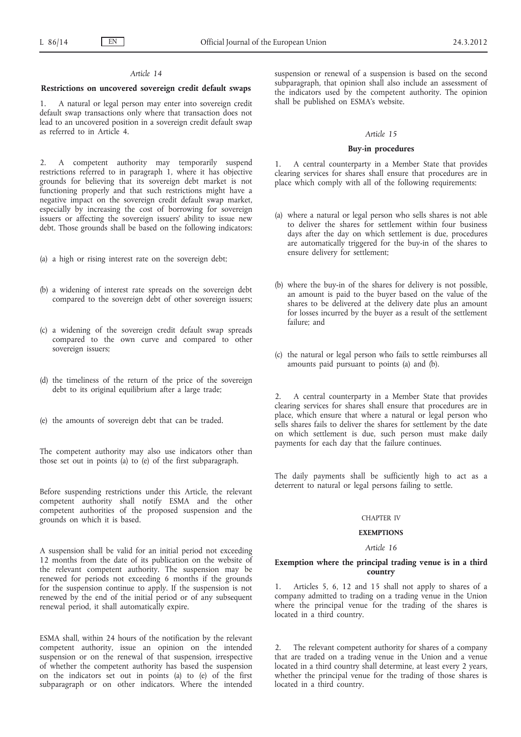*Article 14*

**Restrictions on uncovered sovereign credit default swaps**

1. A natural or legal person may enter into sovereign credit default swap transactions only where that transaction does not lead to an uncovered position in a sovereign credit default swap as referred to in Article 4.

2. A competent authority may temporarily suspend restrictions referred to in paragraph 1, where it has objective grounds for believing that its sovereign debt market is not functioning properly and that such restrictions might have a negative impact on the sovereign credit default swap market, especially by increasing the cost of borrowing for sovereign issuers or affecting the sovereign issuers' ability to issue new debt. Those grounds shall be based on the following indicators:

(a) a high or rising interest rate on the sovereign debt;

(b) a widening of interest rate spreads on the sovereign debt compared to the sovereign debt of other sovereign issuers;

(c) a widening of the sovereign credit default swap spreads compared to the own curve and compared to other sovereign issuers;

(d) the timeliness of the return of the price of the sovereign debt to its original equilibrium after a large trade;

(e) the amounts of sovereign debt that can be traded.

The competent authority may also use indicators other than those set out in points (a) to (e) of the first subparagraph.

Before suspending restrictions under this Article, the relevant competent authority shall notify ESMA and the other competent authorities of the proposed suspension and the grounds on which it is based.

A suspension shall be valid for an initial period not exceeding 12 months from the date of its publication on the website of the relevant competent authority. The suspension may be renewed for periods not exceeding 6 months if the grounds for the suspension continue to apply. If the suspension is not renewed by the end of the initial period or of any subsequent renewal period, it shall automatically expire.

ESMA shall, within 24 hours of the notification by the relevant competent authority, issue an opinion on the intended suspension or on the renewal of that suspension, irrespective of whether the competent authority has based the suspension on the indicators set out in points (a) to (e) of the first subparagraph or on other indicators. Where the intended suspension or renewal of a suspension is based on the second subparagraph, that opinion shall also include an assessment of the indicators used by the competent authority. The opinion shall be published on ESMA's website.

*Article 15*

**Buy-in procedures**

1. A central counterparty in a Member State that provides clearing services for shares shall ensure that procedures are in place which comply with all of the following requirements:

(a) where a natural or legal person who sells shares is not able to deliver the shares for settlement within four business days after the day on which settlement is due, procedures are automatically triggered for the buy-in of the shares to ensure delivery for settlement;

(b) where the buy-in of the shares for delivery is not possible, an amount is paid to the buyer based on the value of the shares to be delivered at the delivery date plus an amount for losses incurred by the buyer as a result of the settlement failure; and

(c) the natural or legal person who fails to settle reimburses all amounts paid pursuant to points (a) and (b).

2. A central counterparty in a Member State that provides clearing services for shares shall ensure that procedures are in place, which ensure that where a natural or legal person who sells shares fails to deliver the shares for settlement by the date on which settlement is due, such person must make daily payments for each day that the failure continues.

The daily payments shall be sufficiently high to act as a deterrent to natural or legal persons failing to settle.

CHAPTER IV

**EXEMPTIONS**

*Article 16*

**Exemption where the principal trading venue is in a third country**

1. Articles 5, 6, 12 and 15 shall not apply to shares of a company admitted to trading on a trading venue in the Union where the principal venue for the trading of the shares is located in a third country.

2. The relevant competent authority for shares of a company that are traded on a trading venue in the Union and a venue located in a third country shall determine, at least every 2 years, whether the principal venue for the trading of those shares is located in a third country.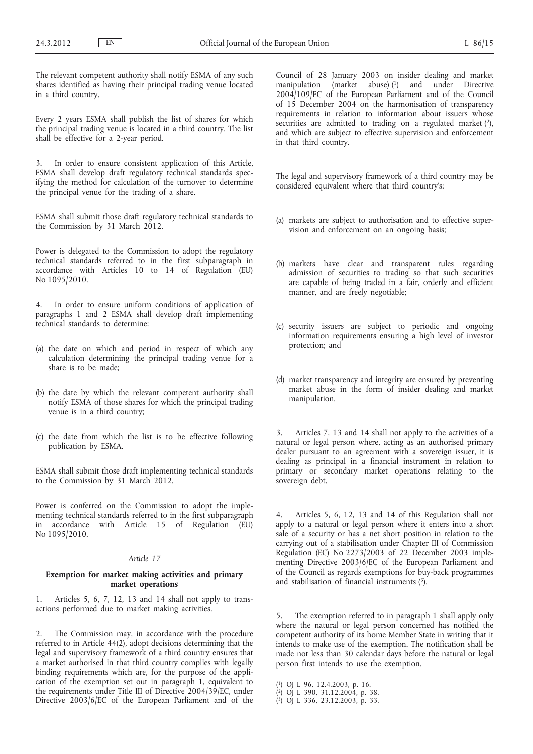The relevant competent authority shall notify ESMA of any such shares identified as having their principal trading venue located in a third country.

Every 2 years ESMA shall publish the list of shares for which the principal trading venue is located in a third country. The list shall be effective for a 2-year period.

3. In order to ensure consistent application of this Article, ESMA shall develop draft regulatory technical standards specifying the method for calculation of the turnover to determine the principal venue for the trading of a share.

ESMA shall submit those draft regulatory technical standards to the Commission by 31 March 2012.

Power is delegated to the Commission to adopt the regulatory technical standards referred to in the first subparagraph in accordance with Articles 10 to 14 of Regulation (EU) No 1095/2010.

4. In order to ensure uniform conditions of application of paragraphs 1 and 2 ESMA shall develop draft implementing technical standards to determine:

(a) the date on which and period in respect of which any calculation determining the principal trading venue for a share is to be made;

(b) the date by which the relevant competent authority shall notify ESMA of those shares for which the principal trading venue is in a third country;

(c) the date from which the list is to be effective following publication by ESMA.

ESMA shall submit those draft implementing technical standards to the Commission by 31 March 2012.

Power is conferred on the Commission to adopt the implementing technical standards referred to in the first subparagraph in accordance with Article 15 of Regulation (EU) No 1095/2010.

*Article 17*

**Exemption for market making activities and primary market operations**

1. Articles 5, 6, 7, 12, 13 and 14 shall not apply to transactions performed due to market making activities.

2. The Commission may, in accordance with the procedure referred to in Article 44(2), adopt decisions determining that the legal and supervisory framework of a third country ensures that a market authorised in that third country complies with legally binding requirements which are, for the purpose of the application of the exemption set out in paragraph 1, equivalent to the requirements under Title III of Directive 2004/39/EC, under Directive 2003/6/EC of the European Parliament and of the Council of 28 January 2003 on insider dealing and market manipulation (market abuse) [1] and under Directive 2004/109/EC of the European Parliament and of the Council of 15 December 2004 on the harmonisation of transparency requirements in relation to information about issuers whose securities are admitted to trading on a regulated market [2], and which are subject to effective supervision and enforcement in that third country.

The legal and supervisory framework of a third country may be considered equivalent where that third country's:

(a) markets are subject to authorisation and to effective supervision and enforcement on an ongoing basis;

(b) markets have clear and transparent rules regarding admission of securities to trading so that such securities are capable of being traded in a fair, orderly and efficient manner, and are freely negotiable;

(c) security issuers are subject to periodic and ongoing information requirements ensuring a high level of investor protection; and

(d) market transparency and integrity are ensured by preventing market abuse in the form of insider dealing and market manipulation.

3. Articles 7, 13 and 14 shall not apply to the activities of a natural or legal person where, acting as an authorised primary dealer pursuant to an agreement with a sovereign issuer, it is dealing as principal in a financial instrument in relation to primary or secondary market operations relating to the sovereign debt.

4. Articles 5, 6, 12, 13 and 14 of this Regulation shall not apply to a natural or legal person where it enters into a short sale of a security or has a net short position in relation to the carrying out of a stabilisation under Chapter III of Commission Regulation (EC) No 2273/2003 of 22 December 2003 implementing Directive 2003/6/EC of the European Parliament and of the Council as regards exemptions for buy-back programmes and stabilisation of financial instruments [3].

5. The exemption referred to in paragraph 1 shall apply only where the natural or legal person concerned has notified the competent authority of its home Member State in writing that it intends to make use of the exemption. The notification shall be made not less than 30 calendar days before the natural or legal person first intends to use the exemption.

---

[1] OJ L 96, 12.4.2003, p. 16.

[2] OJ L 390, 31.12.2004, p. 38.

[3] OJ L 336, 23.12.2003, p. 33.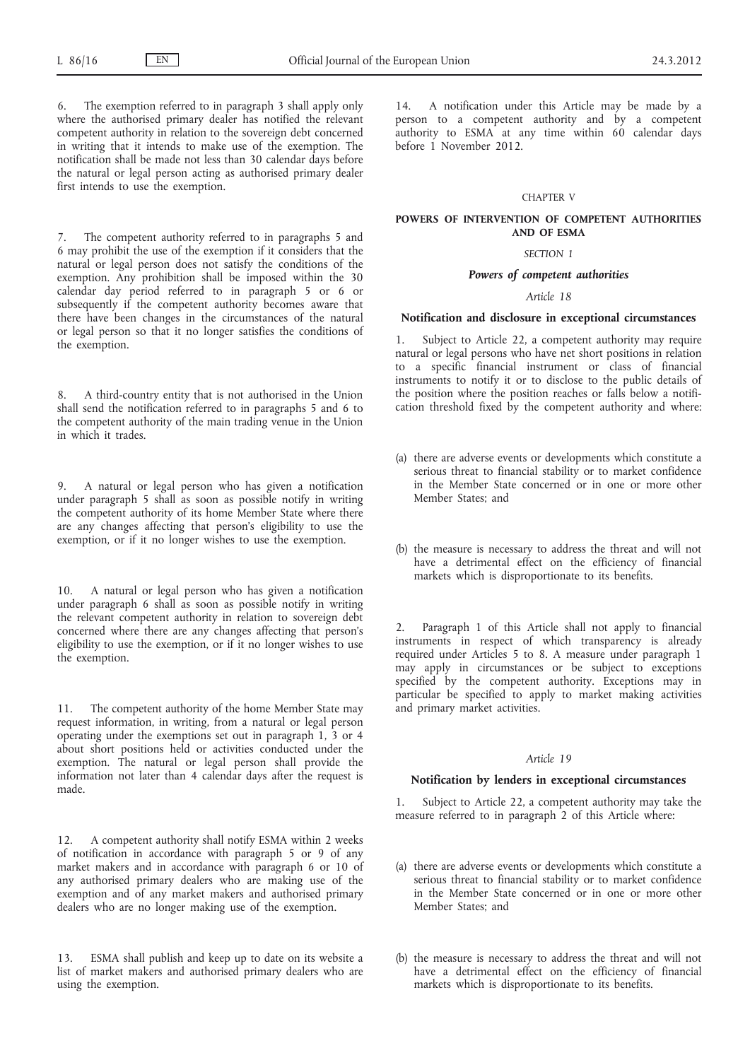6. The exemption referred to in paragraph 3 shall apply only where the authorised primary dealer has notified the relevant competent authority in relation to the sovereign debt concerned in writing that it intends to make use of the exemption. The notification shall be made not less than 30 calendar days before the natural or legal person acting as authorised primary dealer first intends to use the exemption.

7. The competent authority referred to in paragraphs 5 and 6 may prohibit the use of the exemption if it considers that the natural or legal person does not satisfy the conditions of the exemption. Any prohibition shall be imposed within the 30 calendar day period referred to in paragraph 5 or 6 or subsequently if the competent authority becomes aware that there have been changes in the circumstances of the natural or legal person so that it no longer satisfies the conditions of the exemption.

8. A third-country entity that is not authorised in the Union shall send the notification referred to in paragraphs 5 and 6 to the competent authority of the main trading venue in the Union in which it trades.

9. A natural or legal person who has given a notification under paragraph 5 shall as soon as possible notify in writing the competent authority of its home Member State where there are any changes affecting that person's eligibility to use the exemption, or if it no longer wishes to use the exemption.

10. A natural or legal person who has given a notification under paragraph 6 shall as soon as possible notify in writing the relevant competent authority in relation to sovereign debt concerned where there are any changes affecting that person's eligibility to use the exemption, or if it no longer wishes to use the exemption.

11. The competent authority of the home Member State may request information, in writing, from a natural or legal person operating under the exemptions set out in paragraph 1, 3 or 4 about short positions held or activities conducted under the exemption. The natural or legal person shall provide the information not later than 4 calendar days after the request is made.

12. A competent authority shall notify ESMA within 2 weeks of notification in accordance with paragraph 5 or 9 of any market makers and in accordance with paragraph 6 or 10 of any authorised primary dealers who are making use of the exemption and of any market makers and authorised primary dealers who are no longer making use of the exemption.

13. ESMA shall publish and keep up to date on its website a list of market makers and authorised primary dealers who are using the exemption.

14. A notification under this Article may be made by a person to a competent authority and by a competent authority to ESMA at any time within 60 calendar days before 1 November 2012.

## CHAPTER V

## POWERS OF INTERVENTION OF COMPETENT AUTHORITIES AND OF ESMA

### SECTION 1

### *Powers of competent authorities*

#### *Article 18*

#### **Notification and disclosure in exceptional circumstances**

1. Subject to Article 22, a competent authority may require natural or legal persons who have net short positions in relation to a specific financial instrument or class of financial instruments to notify it or to disclose to the public details of the position where the position reaches or falls below a notification threshold fixed by the competent authority and where:

(a) there are adverse events or developments which constitute a serious threat to financial stability or to market confidence in the Member State concerned or in one or more other Member States; and

(b) the measure is necessary to address the threat and will not have a detrimental effect on the efficiency of financial markets which is disproportionate to its benefits.

2. Paragraph 1 of this Article shall not apply to financial instruments in respect of which transparency is already required under Articles 5 to 8. A measure under paragraph 1 may apply in circumstances or be subject to exceptions specified by the competent authority. Exceptions may in particular be specified to apply to market making activities and primary market activities.

#### *Article 19*

#### **Notification by lenders in exceptional circumstances**

1. Subject to Article 22, a competent authority may take the measure referred to in paragraph 2 of this Article where:

(a) there are adverse events or developments which constitute a serious threat to financial stability or to market confidence in the Member State concerned or in one or more other Member States; and

(b) the measure is necessary to address the threat and will not have a detrimental effect on the efficiency of financial markets which is disproportionate to its benefits.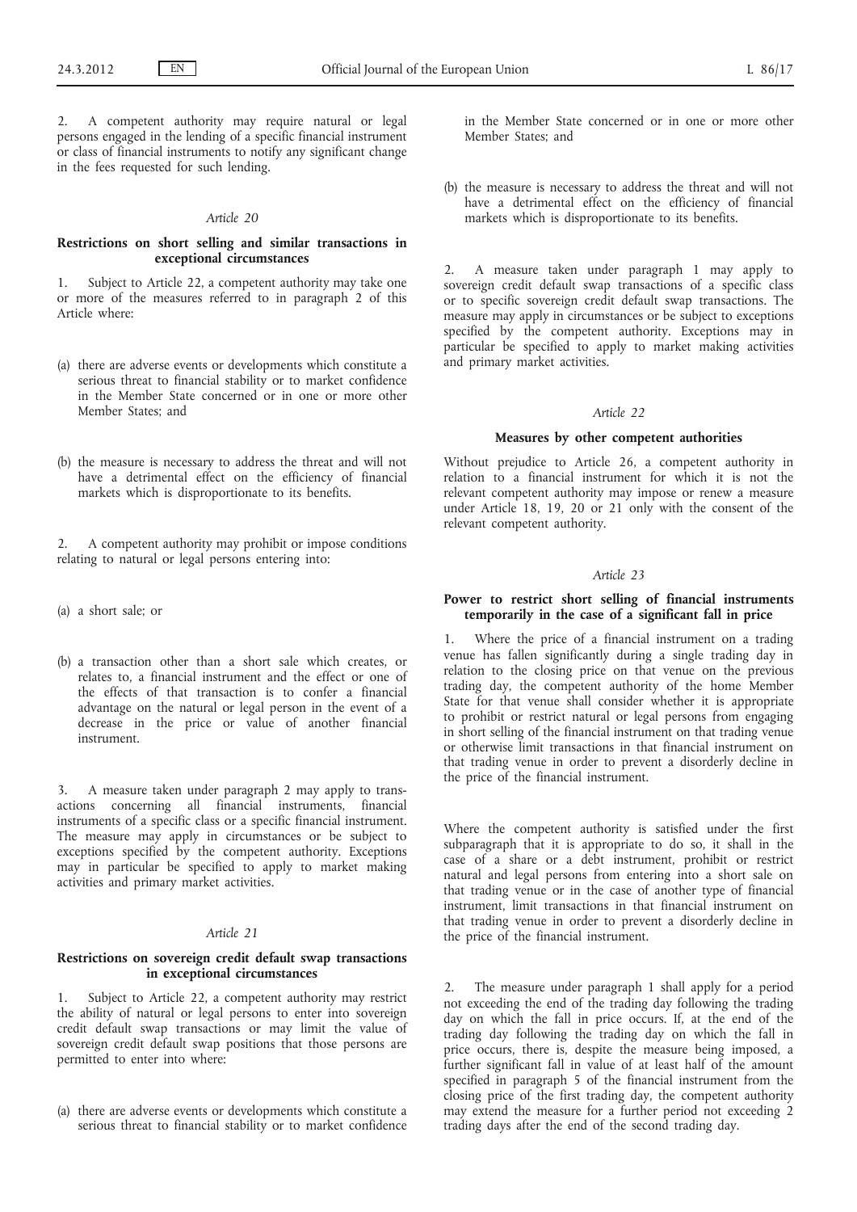2. A competent authority may require natural or legal persons engaged in the lending of a specific financial instrument or class of financial instruments to notify any significant change in the fees requested for such lending.

### *Article 20*

#### **Restrictions on short selling and similar transactions in exceptional circumstances**

1. Subject to Article 22, a competent authority may take one or more of the measures referred to in paragraph 2 of this Article where:

(a) there are adverse events or developments which constitute a serious threat to financial stability or to market confidence in the Member State concerned or in one or more other Member States; and

(b) the measure is necessary to address the threat and will not have a detrimental effect on the efficiency of financial markets which is disproportionate to its benefits.

2. A competent authority may prohibit or impose conditions relating to natural or legal persons entering into:

(a) a short sale; or

(b) a transaction other than a short sale which creates, or relates to, a financial instrument and the effect or one of the effects of that transaction is to confer a financial advantage on the natural or legal person in the event of a decrease in the price or value of another financial instrument.

3. A measure taken under paragraph 2 may apply to transactions concerning all financial instruments, financial instruments of a specific class or a specific financial instrument. The measure may apply in circumstances or be subject to exceptions specified by the competent authority. Exceptions may in particular be specified to apply to market making activities and primary market activities.

### *Article 21*

#### **Restrictions on sovereign credit default swap transactions in exceptional circumstances**

1. Subject to Article 22, a competent authority may restrict the ability of natural or legal persons to enter into sovereign credit default swap transactions or may limit the value of sovereign credit default swap positions that those persons are permitted to enter into where:

(a) there are adverse events or developments which constitute a serious threat to financial stability or to market confidence in the Member State concerned or in one or more other Member States; and

(b) the measure is necessary to address the threat and will not have a detrimental effect on the efficiency of financial markets which is disproportionate to its benefits.

2. A measure taken under paragraph 1 may apply to sovereign credit default swap transactions of a specific class or to specific sovereign credit default swap transactions. The measure may apply in circumstances or be subject to exceptions specified by the competent authority. Exceptions may in particular be specified to apply to market making activities and primary market activities.

### *Article 22*

#### **Measures by other competent authorities**

Without prejudice to Article 26, a competent authority in relation to a financial instrument for which it is not the relevant competent authority may impose or renew a measure under Article 18, 19, 20 or 21 only with the consent of the relevant competent authority.

### *Article 23*

#### **Power to restrict short selling of financial instruments temporarily in the case of a significant fall in price**

1. Where the price of a financial instrument on a trading venue has fallen significantly during a single trading day in relation to the closing price on that venue on the previous trading day, the competent authority of the home Member State for that venue shall consider whether it is appropriate to prohibit or restrict natural or legal persons from engaging in short selling of the financial instrument on that trading venue or otherwise limit transactions in that financial instrument on that trading venue in order to prevent a disorderly decline in the price of the financial instrument.

Where the competent authority is satisfied under the first subparagraph that it is appropriate to do so, it shall in the case of a share or a debt instrument, prohibit or restrict natural and legal persons from entering into a short sale on that trading venue or in the case of another type of financial instrument, limit transactions in that financial instrument on that trading venue in order to prevent a disorderly decline in the price of the financial instrument.

2. The measure under paragraph 1 shall apply for a period not exceeding the end of the trading day following the trading day on which the fall in price occurs. If, at the end of the trading day following the trading day on which the fall in price occurs, there is, despite the measure being imposed, a further significant fall in value of at least half of the amount specified in paragraph 5 of the financial instrument from the closing price of the first trading day, the competent authority may extend the measure for a further period not exceeding 2 trading days after the end of the second trading day.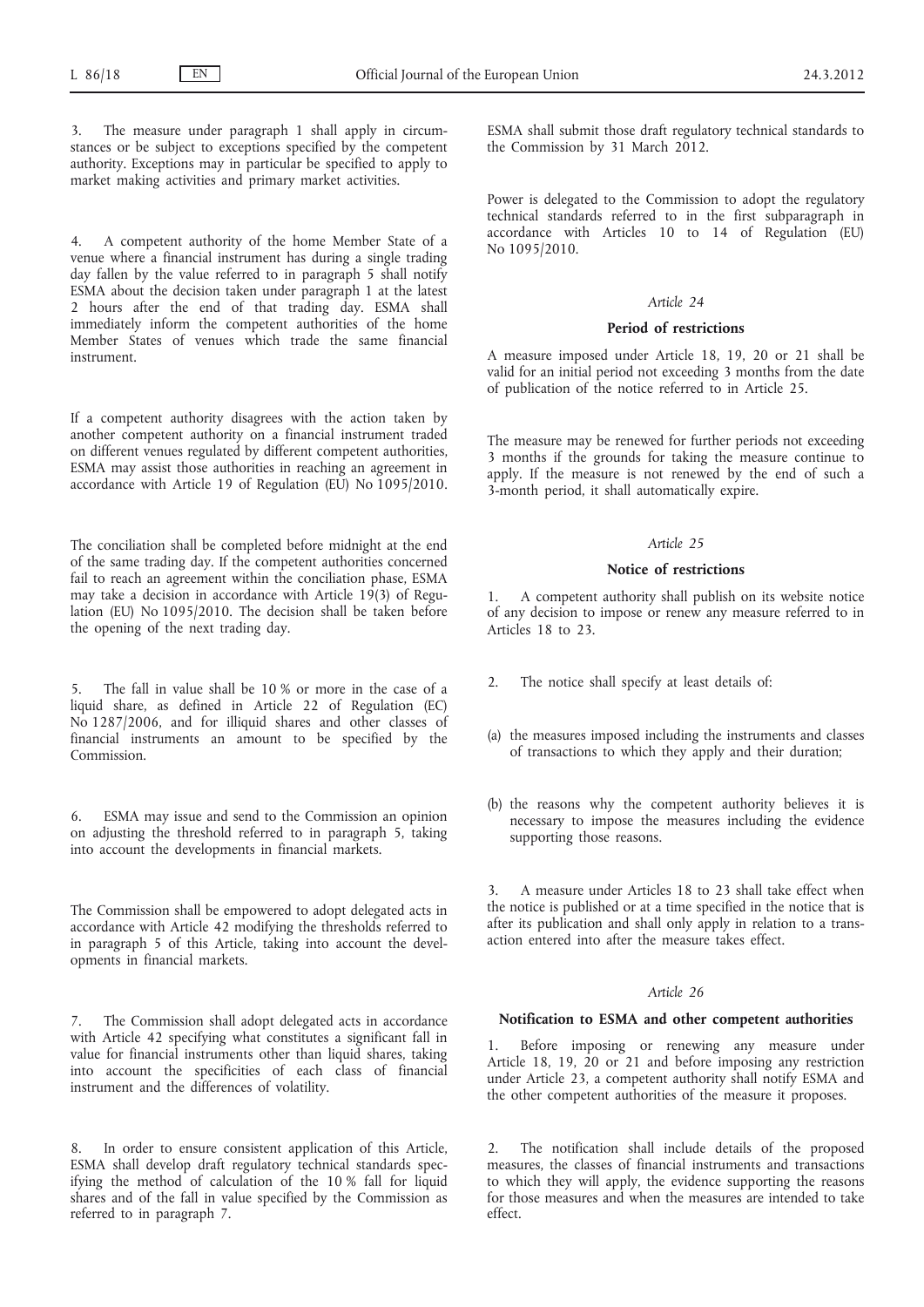3. The measure under paragraph 1 shall apply in circumstances or be subject to exceptions specified by the competent authority. Exceptions may in particular be specified to apply to market making activities and primary market activities.

4. A competent authority of the home Member State of a venue where a financial instrument has during a single trading day fallen by the value referred to in paragraph 5 shall notify ESMA about the decision taken under paragraph 1 at the latest 2 hours after the end of that trading day. ESMA shall immediately inform the competent authorities of the home Member States of venues which trade the same financial instrument.

If a competent authority disagrees with the action taken by another competent authority on a financial instrument traded on different venues regulated by different competent authorities, ESMA may assist those authorities in reaching an agreement in accordance with Article 19 of Regulation (EU) No 1095/2010.

The conciliation shall be completed before midnight at the end of the same trading day. If the competent authorities concerned fail to reach an agreement within the conciliation phase, ESMA may take a decision in accordance with Article 19(3) of Regulation (EU) No 1095/2010. The decision shall be taken before the opening of the next trading day.

5. The fall in value shall be 10 % or more in the case of a liquid share, as defined in Article 22 of Regulation (EC) No 1287/2006, and for illiquid shares and other classes of financial instruments an amount to be specified by the Commission.

6. ESMA may issue and send to the Commission an opinion on adjusting the threshold referred to in paragraph 5, taking into account the developments in financial markets.

The Commission shall be empowered to adopt delegated acts in accordance with Article 42 modifying the thresholds referred to in paragraph 5 of this Article, taking into account the developments in financial markets.

7. The Commission shall adopt delegated acts in accordance with Article 42 specifying what constitutes a significant fall in value for financial instruments other than liquid shares, taking into account the specificities of each class of financial instrument and the differences of volatility.

8. In order to ensure consistent application of this Article, ESMA shall develop draft regulatory technical standards specifying the method of calculation of the 10 % fall for liquid shares and of the fall in value specified by the Commission as referred to in paragraph 7.

ESMA shall submit those draft regulatory technical standards to the Commission by 31 March 2012.

Power is delegated to the Commission to adopt the regulatory technical standards referred to in the first subparagraph in accordance with Articles 10 to 14 of Regulation (EU) No 1095/2010.

*Article 24*

**Period of restrictions**

A measure imposed under Article 18, 19, 20 or 21 shall be valid for an initial period not exceeding 3 months from the date of publication of the notice referred to in Article 25.

The measure may be renewed for further periods not exceeding 3 months if the grounds for taking the measure continue to apply. If the measure is not renewed by the end of such a 3-month period, it shall automatically expire.

*Article 25*

**Notice of restrictions**

1. A competent authority shall publish on its website notice of any decision to impose or renew any measure referred to in Articles 18 to 23.

2. The notice shall specify at least details of:

(a) the measures imposed including the instruments and classes of transactions to which they apply and their duration;

(b) the reasons why the competent authority believes it is necessary to impose the measures including the evidence supporting those reasons.

3. A measure under Articles 18 to 23 shall take effect when the notice is published or at a time specified in the notice that is after its publication and shall only apply in relation to a transaction entered into after the measure takes effect.

*Article 26*

**Notification to ESMA and other competent authorities**

1. Before imposing or renewing any measure under Article 18, 19, 20 or 21 and before imposing any restriction under Article 23, a competent authority shall notify ESMA and the other competent authorities of the measure it proposes.

2. The notification shall include details of the proposed measures, the classes of financial instruments and transactions to which they will apply, the evidence supporting the reasons for those measures and when the measures are intended to take effect.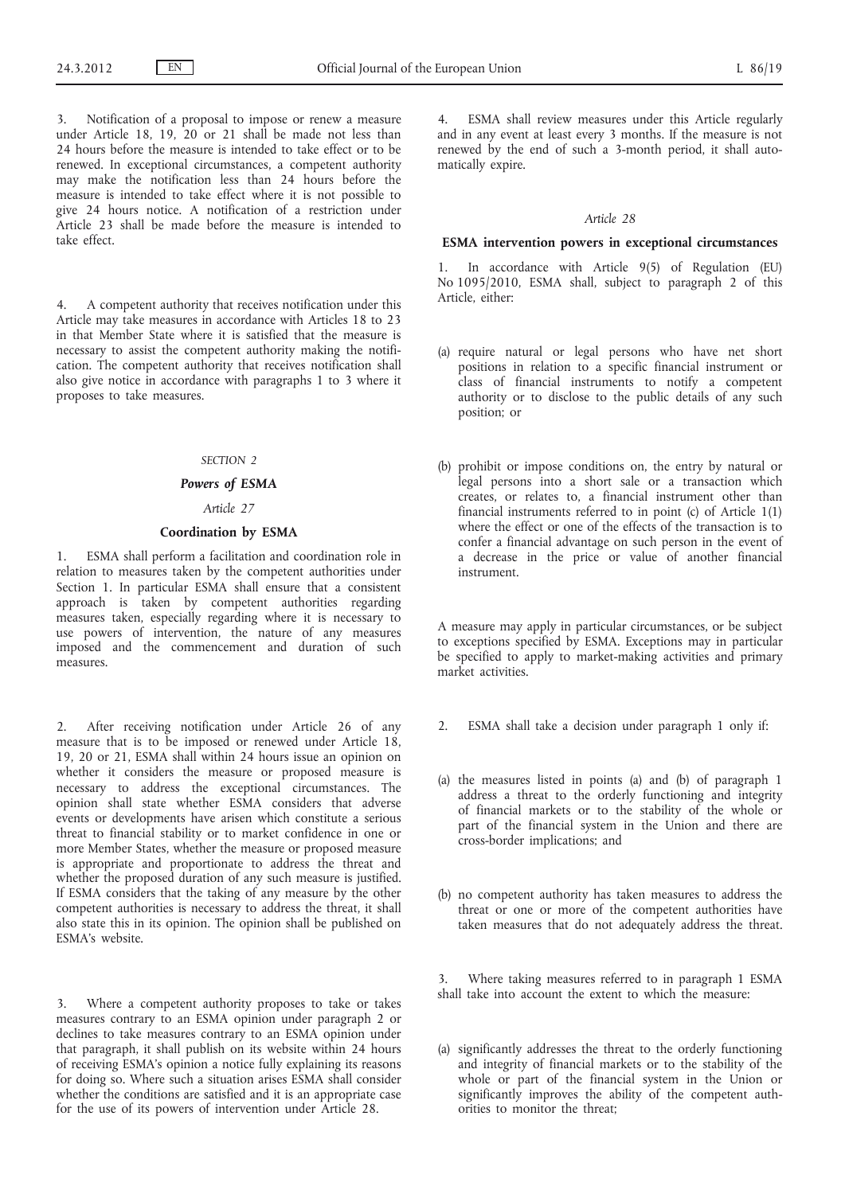3. Notification of a proposal to impose or renew a measure under Article 18, 19, 20 or 21 shall be made not less than 24 hours before the measure is intended to take effect or to be renewed. In exceptional circumstances, a competent authority may make the notification less than 24 hours before the measure is intended to take effect where it is not possible to give 24 hours notice. A notification of a restriction under Article 23 shall be made before the measure is intended to take effect.

4. A competent authority that receives notification under this Article may take measures in accordance with Articles 18 to 23 in that Member State where it is satisfied that the measure is necessary to assist the competent authority making the notification. The competent authority that receives notification shall also give notice in accordance with paragraphs 1 to 3 where it proposes to take measures.

*SECTION 2*

***Powers of ESMA***

*Article 27*

**Coordination by ESMA**

1. ESMA shall perform a facilitation and coordination role in relation to measures taken by the competent authorities under Section 1. In particular ESMA shall ensure that a consistent approach is taken by competent authorities regarding measures taken, especially regarding where it is necessary to use powers of intervention, the nature of any measures imposed and the commencement and duration of such measures.

2. After receiving notification under Article 26 of any measure that is to be imposed or renewed under Article 18, 19, 20 or 21, ESMA shall within 24 hours issue an opinion on whether it considers the measure or proposed measure is necessary to address the exceptional circumstances. The opinion shall state whether ESMA considers that adverse events or developments have arisen which constitute a serious threat to financial stability or to market confidence in one or more Member States, whether the measure or proposed measure is appropriate and proportionate to address the threat and whether the proposed duration of any such measure is justified. If ESMA considers that the taking of any measure by the other competent authorities is necessary to address the threat, it shall also state this in its opinion. The opinion shall be published on ESMA's website.

3. Where a competent authority proposes to take or takes measures contrary to an ESMA opinion under paragraph 2 or declines to take measures contrary to an ESMA opinion under that paragraph, it shall publish on its website within 24 hours of receiving ESMA's opinion a notice fully explaining its reasons for doing so. Where such a situation arises ESMA shall consider whether the conditions are satisfied and it is an appropriate case for the use of its powers of intervention under Article 28.

4. ESMA shall review measures under this Article regularly and in any event at least every 3 months. If the measure is not renewed by the end of such a 3-month period, it shall automatically expire.

*Article 28*

**ESMA intervention powers in exceptional circumstances**

1. In accordance with Article 9(5) of Regulation (EU) No 1095/2010, ESMA shall, subject to paragraph 2 of this Article, either:

(a) require natural or legal persons who have net short positions in relation to a specific financial instrument or class of financial instruments to notify a competent authority or to disclose to the public details of any such position; or

(b) prohibit or impose conditions on, the entry by natural or legal persons into a short sale or a transaction which creates, or relates to, a financial instrument other than financial instruments referred to in point (c) of Article 1(1) where the effect or one of the effects of the transaction is to confer a financial advantage on such person in the event of a decrease in the price or value of another financial instrument.

A measure may apply in particular circumstances, or be subject to exceptions specified by ESMA. Exceptions may in particular be specified to apply to market-making activities and primary market activities.

2. ESMA shall take a decision under paragraph 1 only if:

(a) the measures listed in points (a) and (b) of paragraph 1 address a threat to the orderly functioning and integrity of financial markets or to the stability of the whole or part of the financial system in the Union and there are cross-border implications; and

(b) no competent authority has taken measures to address the threat or one or more of the competent authorities have taken measures that do not adequately address the threat.

3. Where taking measures referred to in paragraph 1 ESMA shall take into account the extent to which the measure:

(a) significantly addresses the threat to the orderly functioning and integrity of financial markets or to the stability of the whole or part of the financial system in the Union or significantly improves the ability of the competent authorities to monitor the threat;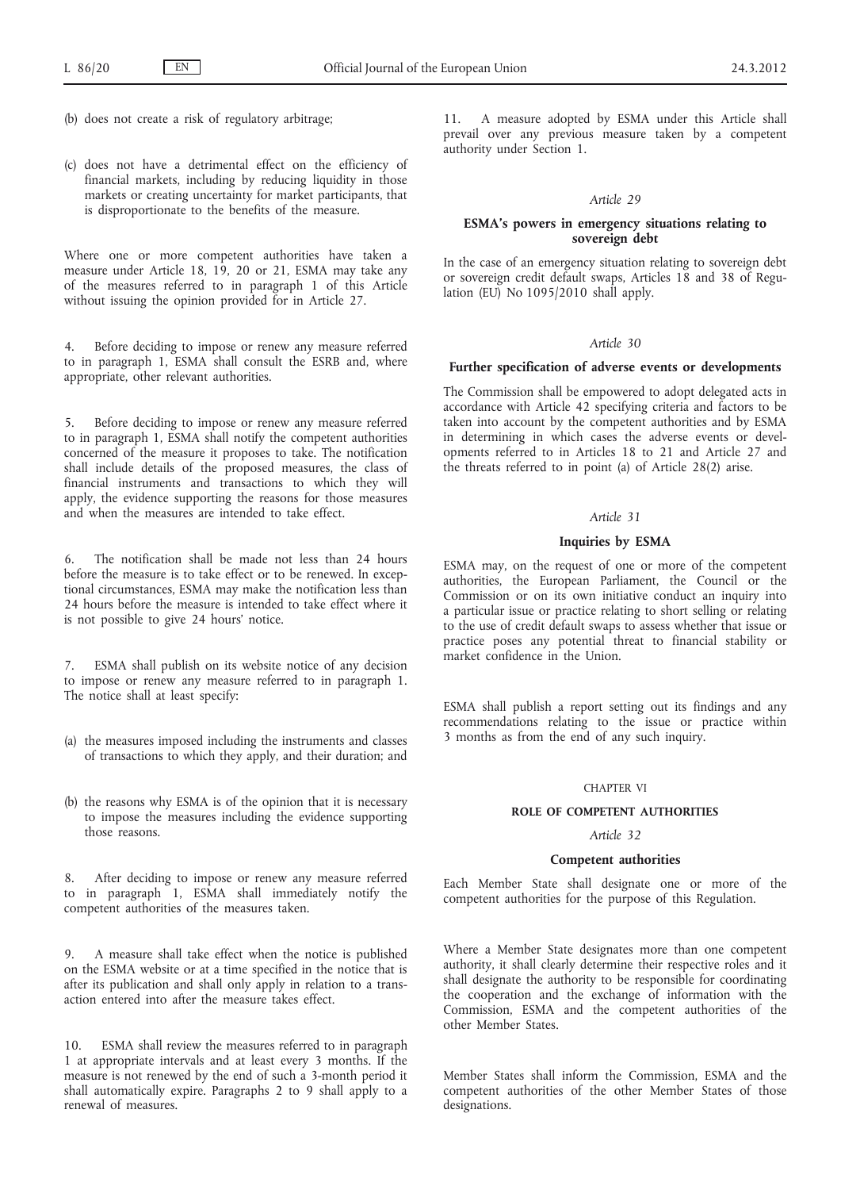(b) does not create a risk of regulatory arbitrage;

(c) does not have a detrimental effect on the efficiency of financial markets, including by reducing liquidity in those markets or creating uncertainty for market participants, that is disproportionate to the benefits of the measure.

Where one or more competent authorities have taken a measure under Article 18, 19, 20 or 21, ESMA may take any of the measures referred to in paragraph 1 of this Article without issuing the opinion provided for in Article 27.

4. Before deciding to impose or renew any measure referred to in paragraph 1, ESMA shall consult the ESRB and, where appropriate, other relevant authorities.

5. Before deciding to impose or renew any measure referred to in paragraph 1, ESMA shall notify the competent authorities concerned of the measure it proposes to take. The notification shall include details of the proposed measures, the class of financial instruments and transactions to which they will apply, the evidence supporting the reasons for those measures and when the measures are intended to take effect.

6. The notification shall be made not less than 24 hours before the measure is to take effect or to be renewed. In exceptional circumstances, ESMA may make the notification less than 24 hours before the measure is intended to take effect where it is not possible to give 24 hours' notice.

7. ESMA shall publish on its website notice of any decision to impose or renew any measure referred to in paragraph 1. The notice shall at least specify:

(a) the measures imposed including the instruments and classes of transactions to which they apply, and their duration; and

(b) the reasons why ESMA is of the opinion that it is necessary to impose the measures including the evidence supporting those reasons.

8. After deciding to impose or renew any measure referred to in paragraph 1, ESMA shall immediately notify the competent authorities of the measures taken.

9. A measure shall take effect when the notice is published on the ESMA website or at a time specified in the notice that is after its publication and shall only apply in relation to a transaction entered into after the measure takes effect.

10. ESMA shall review the measures referred to in paragraph 1 at appropriate intervals and at least every 3 months. If the measure is not renewed by the end of such a 3-month period it shall automatically expire. Paragraphs 2 to 9 shall apply to a renewal of measures.

11. A measure adopted by ESMA under this Article shall prevail over any previous measure taken by a competent authority under Section 1.

*Article 29*

**ESMA's powers in emergency situations relating to sovereign debt**

In the case of an emergency situation relating to sovereign debt or sovereign credit default swaps, Articles 18 and 38 of Regulation (EU) No 1095/2010 shall apply.

*Article 30*

**Further specification of adverse events or developments**

The Commission shall be empowered to adopt delegated acts in accordance with Article 42 specifying criteria and factors to be taken into account by the competent authorities and by ESMA in determining in which cases the adverse events or developments referred to in Articles 18 to 21 and Article 27 and the threats referred to in point (a) of Article 28(2) arise.

*Article 31*

**Inquiries by ESMA**

ESMA may, on the request of one or more of the competent authorities, the European Parliament, the Council or the Commission or on its own initiative conduct an inquiry into a particular issue or practice relating to short selling or relating to the use of credit default swaps to assess whether that issue or practice poses any potential threat to financial stability or market confidence in the Union.

ESMA shall publish a report setting out its findings and any recommendations relating to the issue or practice within 3 months as from the end of any such inquiry.

CHAPTER VI

**ROLE OF COMPETENT AUTHORITIES**

*Article 32*

**Competent authorities**

Each Member State shall designate one or more of the competent authorities for the purpose of this Regulation.

Where a Member State designates more than one competent authority, it shall clearly determine their respective roles and it shall designate the authority to be responsible for coordinating the cooperation and the exchange of information with the Commission, ESMA and the competent authorities of the other Member States.

Member States shall inform the Commission, ESMA and the competent authorities of the other Member States of those designations.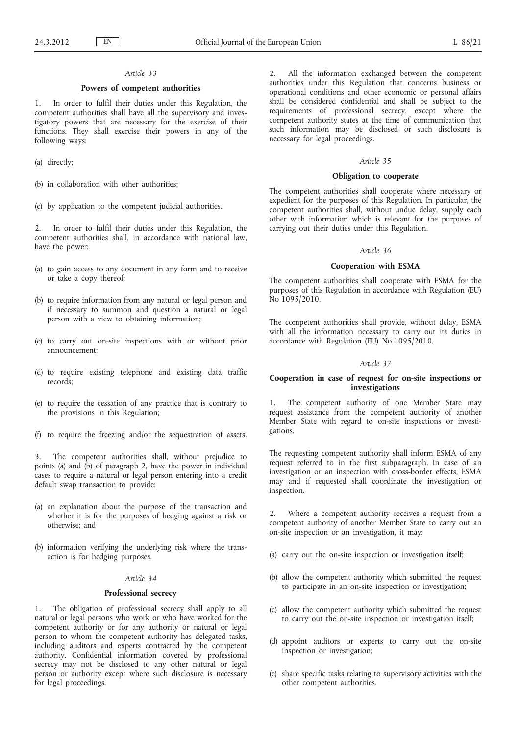*Article 33*

**Powers of competent authorities**

1. In order to fulfil their duties under this Regulation, the competent authorities shall have all the supervisory and investigatory powers that are necessary for the exercise of their functions. They shall exercise their powers in any of the following ways:

(a) directly;

(b) in collaboration with other authorities;

(c) by application to the competent judicial authorities.

2. In order to fulfil their duties under this Regulation, the competent authorities shall, in accordance with national law, have the power:

(a) to gain access to any document in any form and to receive or take a copy thereof;

(b) to require information from any natural or legal person and if necessary to summon and question a natural or legal person with a view to obtaining information;

(c) to carry out on-site inspections with or without prior announcement;

(d) to require existing telephone and existing data traffic records;

(e) to require the cessation of any practice that is contrary to the provisions in this Regulation;

(f) to require the freezing and/or the sequestration of assets.

3. The competent authorities shall, without prejudice to points (a) and (b) of paragraph 2, have the power in individual cases to require a natural or legal person entering into a credit default swap transaction to provide:

(a) an explanation about the purpose of the transaction and whether it is for the purposes of hedging against a risk or otherwise; and

(b) information verifying the underlying risk where the transaction is for hedging purposes.

*Article 34*

**Professional secrecy**

1. The obligation of professional secrecy shall apply to all natural or legal persons who work or who have worked for the competent authority or for any authority or natural or legal person to whom the competent authority has delegated tasks, including auditors and experts contracted by the competent authority. Confidential information covered by professional secrecy may not be disclosed to any other natural or legal person or authority except where such disclosure is necessary for legal proceedings.

2. All the information exchanged between the competent authorities under this Regulation that concerns business or operational conditions and other economic or personal affairs shall be considered confidential and shall be subject to the requirements of professional secrecy, except where the competent authority states at the time of communication that such information may be disclosed or such disclosure is necessary for legal proceedings.

*Article 35*

**Obligation to cooperate**

The competent authorities shall cooperate where necessary or expedient for the purposes of this Regulation. In particular, the competent authorities shall, without undue delay, supply each other with information which is relevant for the purposes of carrying out their duties under this Regulation.

*Article 36*

**Cooperation with ESMA**

The competent authorities shall cooperate with ESMA for the purposes of this Regulation in accordance with Regulation (EU) No 1095/2010.

The competent authorities shall provide, without delay, ESMA with all the information necessary to carry out its duties in accordance with Regulation (EU) No 1095/2010.

*Article 37*

**Cooperation in case of request for on-site inspections or investigations**

1. The competent authority of one Member State may request assistance from the competent authority of another Member State with regard to on-site inspections or investigations.

The requesting competent authority shall inform ESMA of any request referred to in the first subparagraph. In case of an investigation or an inspection with cross-border effects, ESMA may and if requested shall coordinate the investigation or inspection.

2. Where a competent authority receives a request from a competent authority of another Member State to carry out an on-site inspection or an investigation, it may:

(a) carry out the on-site inspection or investigation itself;

(b) allow the competent authority which submitted the request to participate in an on-site inspection or investigation;

(c) allow the competent authority which submitted the request to carry out the on-site inspection or investigation itself;

(d) appoint auditors or experts to carry out the on-site inspection or investigation;

(e) share specific tasks relating to supervisory activities with the other competent authorities.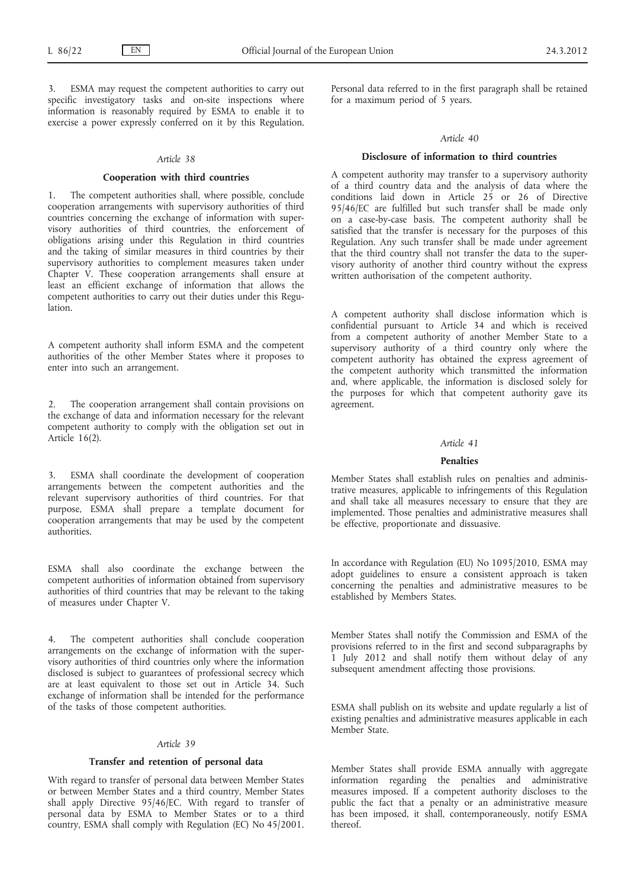3. ESMA may request the competent authorities to carry out specific investigatory tasks and on-site inspections where information is reasonably required by ESMA to enable it to exercise a power expressly conferred on it by this Regulation.

### *Article 38*

### **Cooperation with third countries**

1. The competent authorities shall, where possible, conclude cooperation arrangements with supervisory authorities of third countries concerning the exchange of information with supervisory authorities of third countries, the enforcement of obligations arising under this Regulation in third countries and the taking of similar measures in third countries by their supervisory authorities to complement measures taken under Chapter V. These cooperation arrangements shall ensure at least an efficient exchange of information that allows the competent authorities to carry out their duties under this Regulation.

A competent authority shall inform ESMA and the competent authorities of the other Member States where it proposes to enter into such an arrangement.

2. The cooperation arrangement shall contain provisions on the exchange of data and information necessary for the relevant competent authority to comply with the obligation set out in Article 16(2).

3. ESMA shall coordinate the development of cooperation arrangements between the competent authorities and the relevant supervisory authorities of third countries. For that purpose, ESMA shall prepare a template document for cooperation arrangements that may be used by the competent authorities.

ESMA shall also coordinate the exchange between the competent authorities of information obtained from supervisory authorities of third countries that may be relevant to the taking of measures under Chapter V.

4. The competent authorities shall conclude cooperation arrangements on the exchange of information with the supervisory authorities of third countries only where the information disclosed is subject to guarantees of professional secrecy which are at least equivalent to those set out in Article 34. Such exchange of information shall be intended for the performance of the tasks of those competent authorities.

### *Article 39*

### **Transfer and retention of personal data**

With regard to transfer of personal data between Member States or between Member States and a third country, Member States shall apply Directive 95/46/EC. With regard to transfer of personal data by ESMA to Member States or to a third country, ESMA shall comply with Regulation (EC) No 45/2001.

Personal data referred to in the first paragraph shall be retained for a maximum period of 5 years.

### *Article 40*

### **Disclosure of information to third countries**

A competent authority may transfer to a supervisory authority of a third country data and the analysis of data where the conditions laid down in Article 25 or 26 of Directive 95/46/EC are fulfilled but such transfer shall be made only on a case-by-case basis. The competent authority shall be satisfied that the transfer is necessary for the purposes of this Regulation. Any such transfer shall be made under agreement that the third country shall not transfer the data to the supervisory authority of another third country without the express written authorisation of the competent authority.

A competent authority shall disclose information which is confidential pursuant to Article 34 and which is received from a competent authority of another Member State to a supervisory authority of a third country only where the competent authority has obtained the express agreement of the competent authority which transmitted the information and, where applicable, the information is disclosed solely for the purposes for which that competent authority gave its agreement.

### *Article 41*

### **Penalties**

Member States shall establish rules on penalties and administrative measures, applicable to infringements of this Regulation and shall take all measures necessary to ensure that they are implemented. Those penalties and administrative measures shall be effective, proportionate and dissuasive.

In accordance with Regulation (EU) No 1095/2010, ESMA may adopt guidelines to ensure a consistent approach is taken concerning the penalties and administrative measures to be established by Members States.

Member States shall notify the Commission and ESMA of the provisions referred to in the first and second subparagraphs by 1 July 2012 and shall notify them without delay of any subsequent amendment affecting those provisions.

ESMA shall publish on its website and update regularly a list of existing penalties and administrative measures applicable in each Member State.

Member States shall provide ESMA annually with aggregate information regarding the penalties and administrative measures imposed. If a competent authority discloses to the public the fact that a penalty or an administrative measure has been imposed, it shall, contemporaneously, notify ESMA thereof.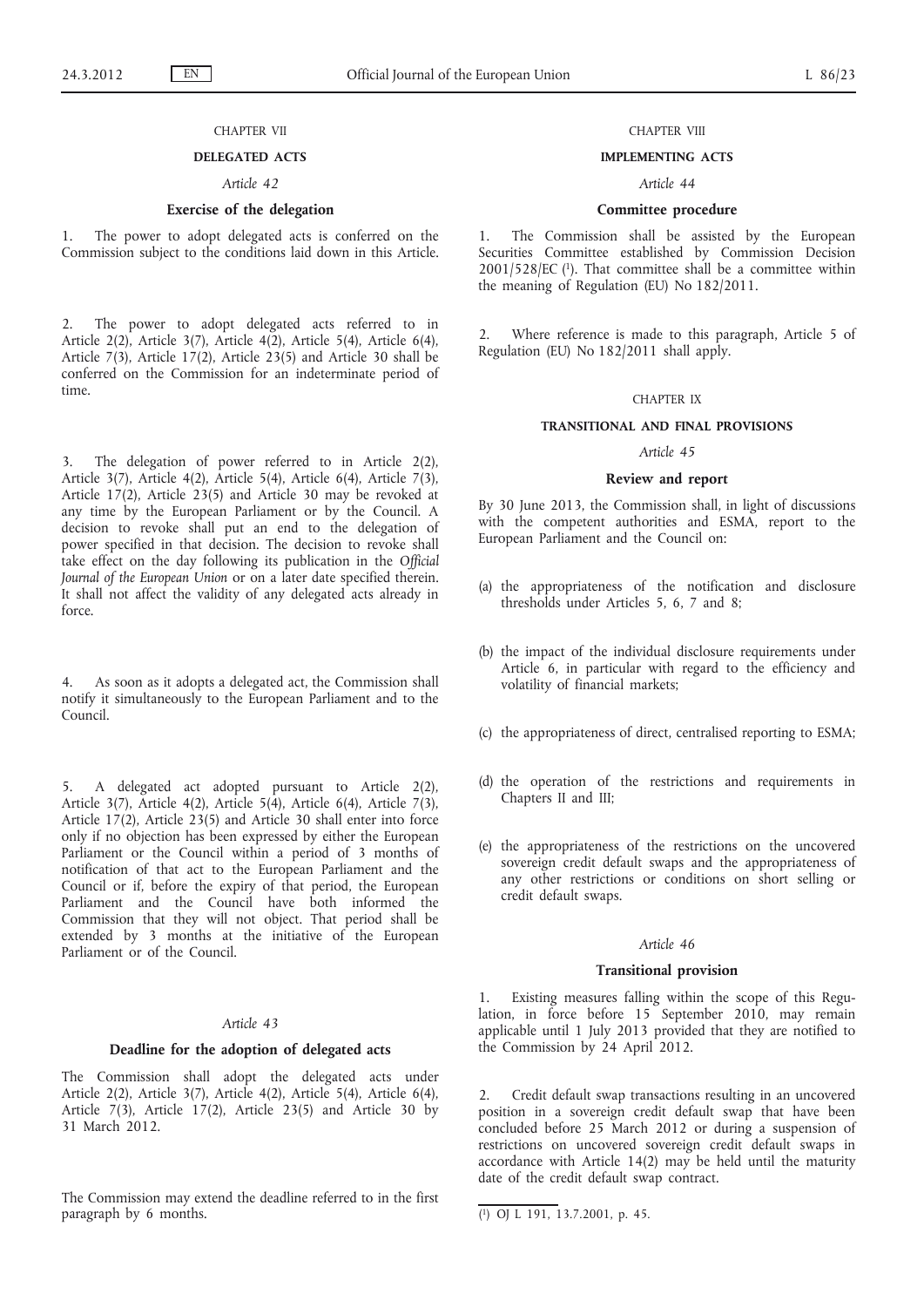CHAPTER VII

**DELEGATED ACTS**

*Article 42*

**Exercise of the delegation**

1. The power to adopt delegated acts is conferred on the Commission subject to the conditions laid down in this Article.

2. The power to adopt delegated acts referred to in Article 2(2), Article 3(7), Article 4(2), Article 5(4), Article 6(4), Article 7(3), Article 17(2), Article 23(5) and Article 30 shall be conferred on the Commission for an indeterminate period of time.

3. The delegation of power referred to in Article 2(2), Article 3(7), Article 4(2), Article 5(4), Article 6(4), Article 7(3), Article 17(2), Article 23(5) and Article 30 may be revoked at any time by the European Parliament or by the Council. A decision to revoke shall put an end to the delegation of power specified in that decision. The decision to revoke shall take effect on the day following its publication in the *Official Journal of the European Union* or on a later date specified therein. It shall not affect the validity of any delegated acts already in force.

4. As soon as it adopts a delegated act, the Commission shall notify it simultaneously to the European Parliament and to the Council.

5. A delegated act adopted pursuant to Article 2(2), Article 3(7), Article 4(2), Article 5(4), Article 6(4), Article 7(3), Article 17(2), Article 23(5) and Article 30 shall enter into force only if no objection has been expressed by either the European Parliament or the Council within a period of 3 months of notification of that act to the European Parliament and the Council or if, before the expiry of that period, the European Parliament and the Council have both informed the Commission that they will not object. That period shall be extended by 3 months at the initiative of the European Parliament or of the Council.

*Article 43*

**Deadline for the adoption of delegated acts**

The Commission shall adopt the delegated acts under Article 2(2), Article 3(7), Article 4(2), Article 5(4), Article 6(4), Article 7(3), Article 17(2), Article 23(5) and Article 30 by 31 March 2012.

The Commission may extend the deadline referred to in the first paragraph by 6 months.

CHAPTER VIII

**IMPLEMENTING ACTS**

*Article 44*

**Committee procedure**

1. The Commission shall be assisted by the European Securities Committee established by Commission Decision 2001/528/EC [1]. That committee shall be a committee within the meaning of Regulation (EU) No 182/2011.

2. Where reference is made to this paragraph, Article 5 of Regulation (EU) No 182/2011 shall apply.

CHAPTER IX

**TRANSITIONAL AND FINAL PROVISIONS**

*Article 45*

**Review and report**

By 30 June 2013, the Commission shall, in light of discussions with the competent authorities and ESMA, report to the European Parliament and the Council on:

(a) the appropriateness of the notification and disclosure thresholds under Articles 5, 6, 7 and 8;

(b) the impact of the individual disclosure requirements under Article 6, in particular with regard to the efficiency and volatility of financial markets;

(c) the appropriateness of direct, centralised reporting to ESMA;

(d) the operation of the restrictions and requirements in Chapters II and III;

(e) the appropriateness of the restrictions on the uncovered sovereign credit default swaps and the appropriateness of any other restrictions or conditions on short selling or credit default swaps.

*Article 46*

**Transitional provision**

1. Existing measures falling within the scope of this Regulation, in force before 15 September 2010, may remain applicable until 1 July 2013 provided that they are notified to the Commission by 24 April 2012.

2. Credit default swap transactions resulting in an uncovered position in a sovereign credit default swap that have been concluded before 25 March 2012 or during a suspension of restrictions on uncovered sovereign credit default swaps in accordance with Article 14(2) may be held until the maturity date of the credit default swap contract.

---

[1] OJ L 191, 13.7.2001, p. 45.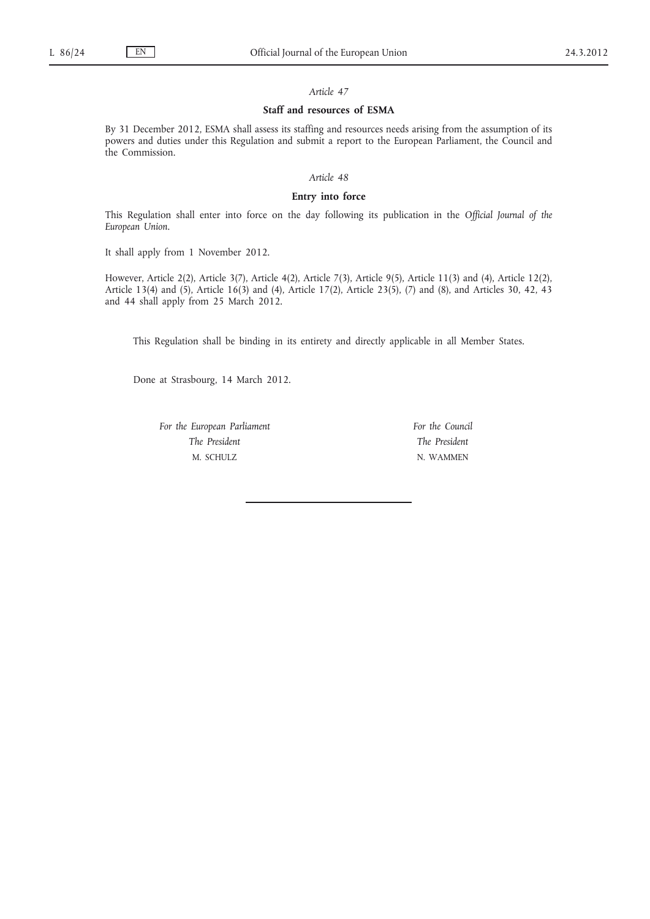*Article 47*

**Staff and resources of ESMA**

By 31 December 2012, ESMA shall assess its staffing and resources needs arising from the assumption of its powers and duties under this Regulation and submit a report to the European Parliament, the Council and the Commission.

*Article 48*

**Entry into force**

This Regulation shall enter into force on the day following its publication in the *Official Journal of the European Union*.

It shall apply from 1 November 2012.

However, Article 2(2), Article 3(7), Article 4(2), Article 7(3), Article 9(5), Article 11(3) and (4), Article 12(2), Article 13(4) and (5), Article 16(3) and (4), Article 17(2), Article 23(5), (7) and (8), and Articles 30, 42, 43 and 44 shall apply from 25 March 2012.

This Regulation shall be binding in its entirety and directly applicable in all Member States.

Done at Strasbourg, 14 March 2012.

*For the European Parliament*
*The President*
M. SCHULZ

*For the Council*
*The President*
N. WAMMEN